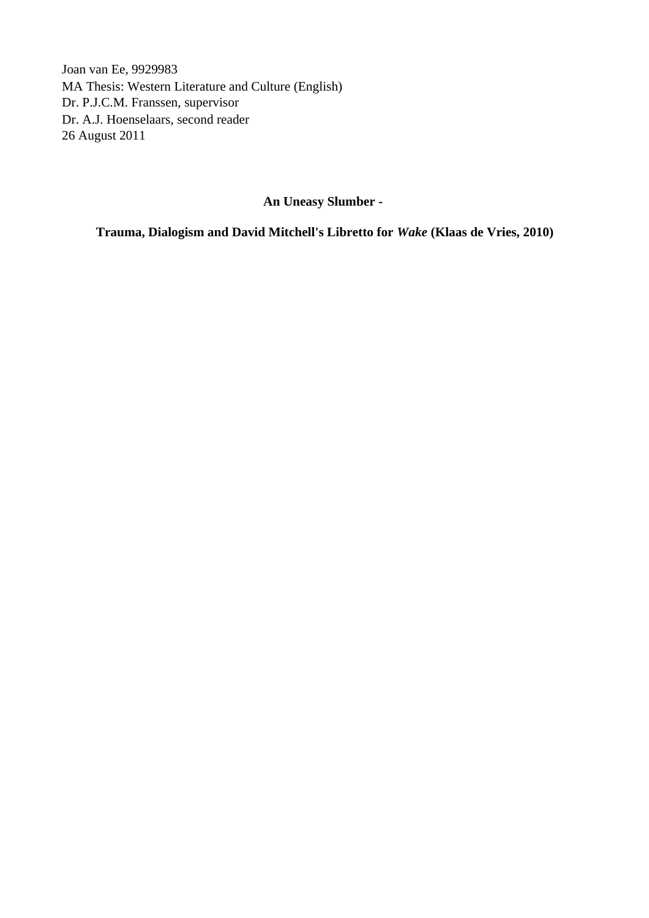Joan van Ee, 9929983
MA Thesis: Western Literature and Culture (English)
Dr. P.J.C.M. Franssen, supervisor
Dr. A.J. Hoenselaars, second reader
26 August 2011

# An Uneasy Slumber -

## Trauma, Dialogism and David Mitchell's Libretto for *Wake* (Klaas de Vries, 2010)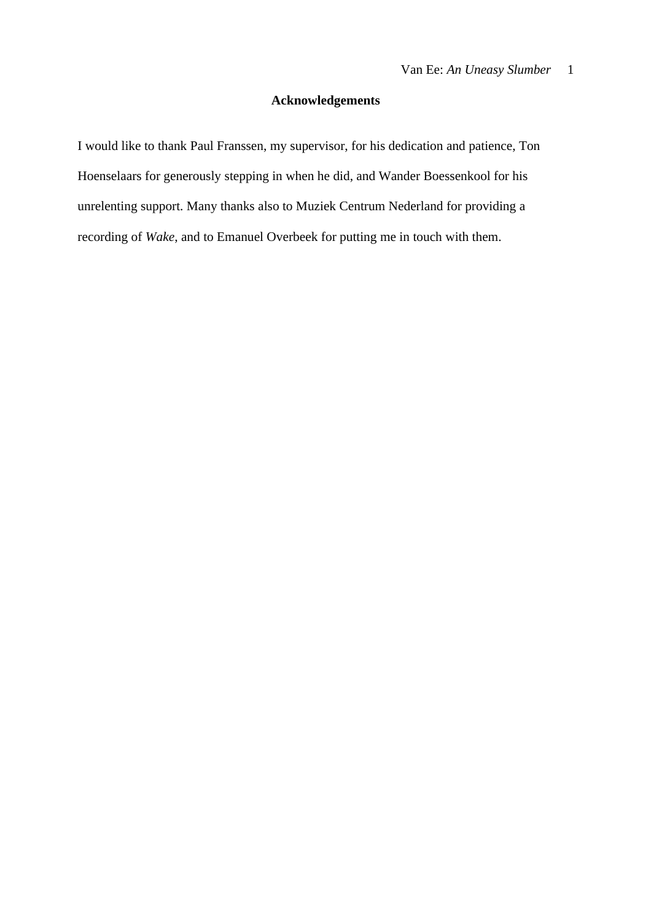## Acknowledgements

I would like to thank Paul Franssen, my supervisor, for his dedication and patience, Ton Hoenselaars for generously stepping in when he did, and Wander Boessenkool for his unrelenting support. Many thanks also to Muziek Centrum Nederland for providing a recording of *Wake*, and to Emanuel Overbeek for putting me in touch with them.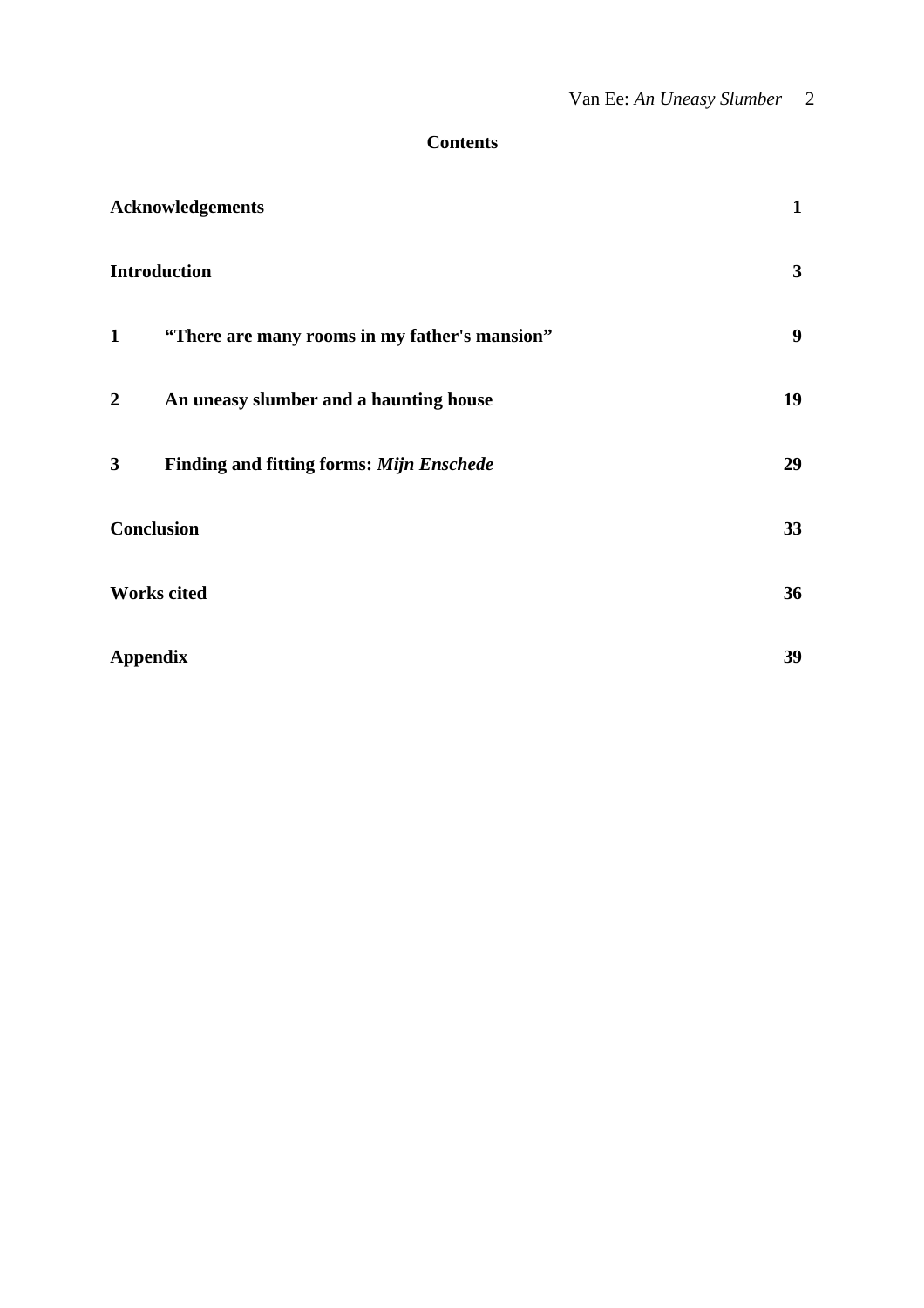## Contents

| | | |
|---|---|---|
| **Acknowledgements** | | **1** |
| **Introduction** | | **3** |
| **1** | **"There are many rooms in my father's mansion"** | **9** |
| **2** | **An uneasy slumber and a haunting house** | **19** |
| **3** | **Finding and fitting forms: *Mijn Enschede*** | **29** |
| **Conclusion** | | **33** |
| **Works cited** | | **36** |
| **Appendix** | | **39** |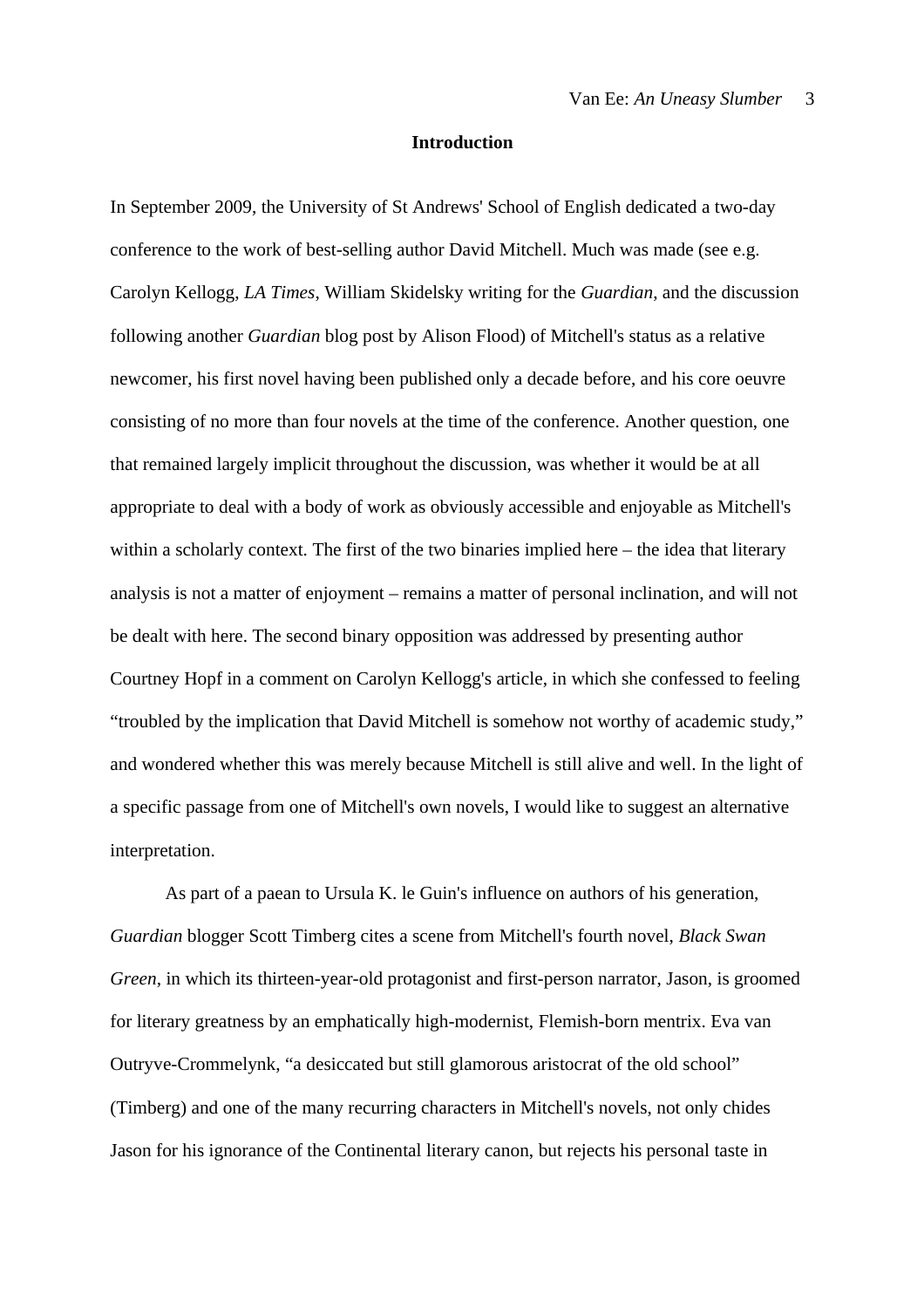## Introduction

In September 2009, the University of St Andrews' School of English dedicated a two-day conference to the work of best-selling author David Mitchell. Much was made (see e.g. Carolyn Kellogg, *LA Times*, William Skidelsky writing for the *Guardian*, and the discussion following another *Guardian* blog post by Alison Flood) of Mitchell's status as a relative newcomer, his first novel having been published only a decade before, and his core oeuvre consisting of no more than four novels at the time of the conference. Another question, one that remained largely implicit throughout the discussion, was whether it would be at all appropriate to deal with a body of work as obviously accessible and enjoyable as Mitchell's within a scholarly context. The first of the two binaries implied here – the idea that literary analysis is not a matter of enjoyment – remains a matter of personal inclination, and will not be dealt with here. The second binary opposition was addressed by presenting author Courtney Hopf in a comment on Carolyn Kellogg's article, in which she confessed to feeling "troubled by the implication that David Mitchell is somehow not worthy of academic study," and wondered whether this was merely because Mitchell is still alive and well. In the light of a specific passage from one of Mitchell's own novels, I would like to suggest an alternative interpretation.

As part of a paean to Ursula K. le Guin's influence on authors of his generation, *Guardian* blogger Scott Timberg cites a scene from Mitchell's fourth novel, *Black Swan Green*, in which its thirteen-year-old protagonist and first-person narrator, Jason, is groomed for literary greatness by an emphatically high-modernist, Flemish-born mentrix. Eva van Outryve-Crommelynk, "a desiccated but still glamorous aristocrat of the old school" (Timberg) and one of the many recurring characters in Mitchell's novels, not only chides Jason for his ignorance of the Continental literary canon, but rejects his personal taste in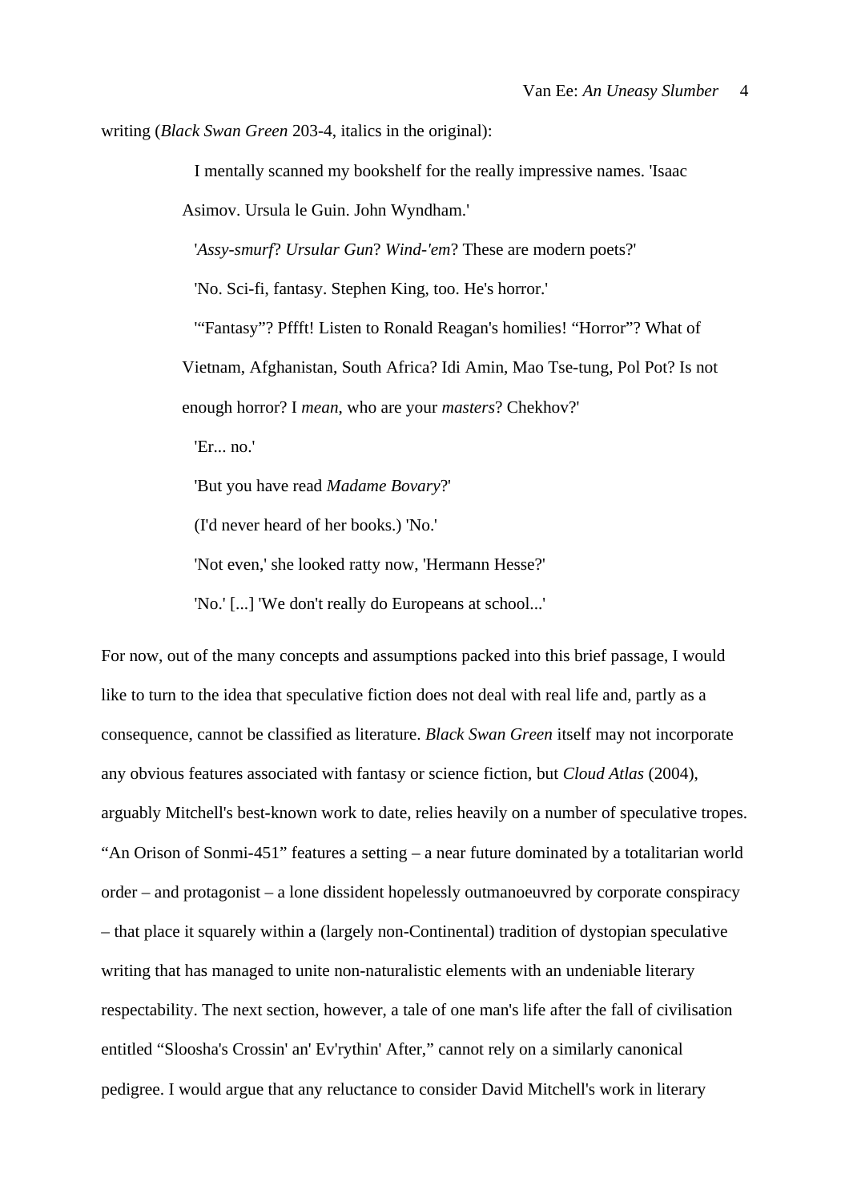writing (*Black Swan Green* 203-4, italics in the original):

> I mentally scanned my bookshelf for the really impressive names. 'Isaac Asimov. Ursula le Guin. John Wyndham.'
>
> '*Assy-smurf*? *Ursular Gun*? *Wind-'em*? These are modern poets?'
>
> 'No. Sci-fi, fantasy. Stephen King, too. He's horror.'
>
> '"Fantasy"? Pffft! Listen to Ronald Reagan's homilies! "Horror"? What of Vietnam, Afghanistan, South Africa? Idi Amin, Mao Tse-tung, Pol Pot? Is not enough horror? I *mean*, who are your *masters*? Chekhov?'
>
> 'Er... no.'
>
> 'But you have read *Madame Bovary*?'
>
> (I'd never heard of her books.) 'No.'
>
> 'Not even,' she looked ratty now, 'Hermann Hesse?'
>
> 'No.' [...] 'We don't really do Europeans at school...'

For now, out of the many concepts and assumptions packed into this brief passage, I would like to turn to the idea that speculative fiction does not deal with real life and, partly as a consequence, cannot be classified as literature. *Black Swan Green* itself may not incorporate any obvious features associated with fantasy or science fiction, but *Cloud Atlas* (2004), arguably Mitchell's best-known work to date, relies heavily on a number of speculative tropes. "An Orison of Sonmi-451" features a setting – a near future dominated by a totalitarian world order – and protagonist – a lone dissident hopelessly outmanoeuvred by corporate conspiracy – that place it squarely within a (largely non-Continental) tradition of dystopian speculative writing that has managed to unite non-naturalistic elements with an undeniable literary respectability. The next section, however, a tale of one man's life after the fall of civilisation entitled "Sloosha's Crossin' an' Ev'rythin' After," cannot rely on a similarly canonical pedigree. I would argue that any reluctance to consider David Mitchell's work in literary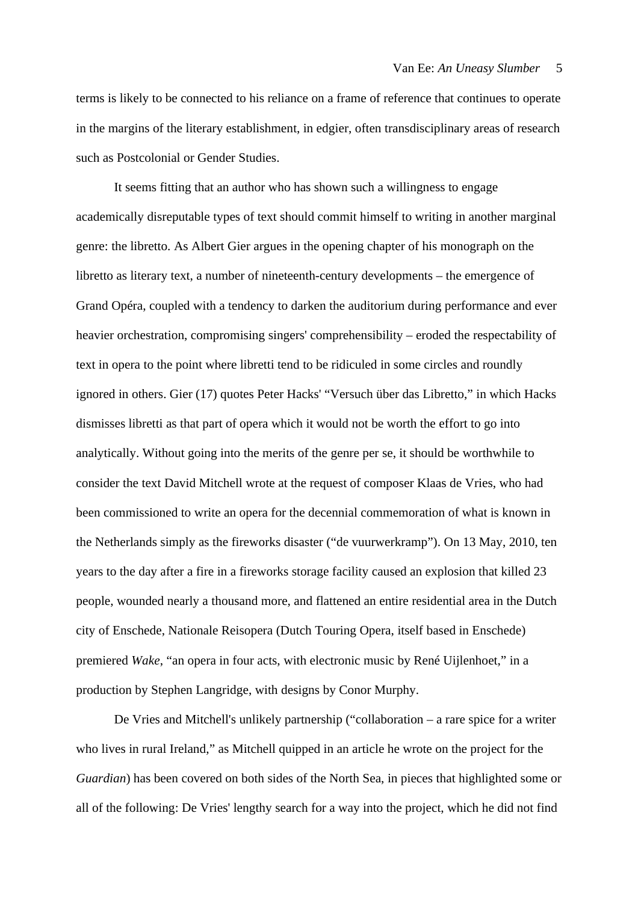terms is likely to be connected to his reliance on a frame of reference that continues to operate in the margins of the literary establishment, in edgier, often transdisciplinary areas of research such as Postcolonial or Gender Studies.

It seems fitting that an author who has shown such a willingness to engage academically disreputable types of text should commit himself to writing in another marginal genre: the libretto. As Albert Gier argues in the opening chapter of his monograph on the libretto as literary text, a number of nineteenth-century developments – the emergence of Grand Opéra, coupled with a tendency to darken the auditorium during performance and ever heavier orchestration, compromising singers' comprehensibility – eroded the respectability of text in opera to the point where libretti tend to be ridiculed in some circles and roundly ignored in others. Gier (17) quotes Peter Hacks' "Versuch über das Libretto," in which Hacks dismisses libretti as that part of opera which it would not be worth the effort to go into analytically. Without going into the merits of the genre per se, it should be worthwhile to consider the text David Mitchell wrote at the request of composer Klaas de Vries, who had been commissioned to write an opera for the decennial commemoration of what is known in the Netherlands simply as the fireworks disaster ("de vuurwerkramp"). On 13 May, 2010, ten years to the day after a fire in a fireworks storage facility caused an explosion that killed 23 people, wounded nearly a thousand more, and flattened an entire residential area in the Dutch city of Enschede, Nationale Reisopera (Dutch Touring Opera, itself based in Enschede) premiered *Wake*, "an opera in four acts, with electronic music by René Uijlenhoet," in a production by Stephen Langridge, with designs by Conor Murphy.

De Vries and Mitchell's unlikely partnership ("collaboration – a rare spice for a writer who lives in rural Ireland," as Mitchell quipped in an article he wrote on the project for the *Guardian*) has been covered on both sides of the North Sea, in pieces that highlighted some or all of the following: De Vries' lengthy search for a way into the project, which he did not find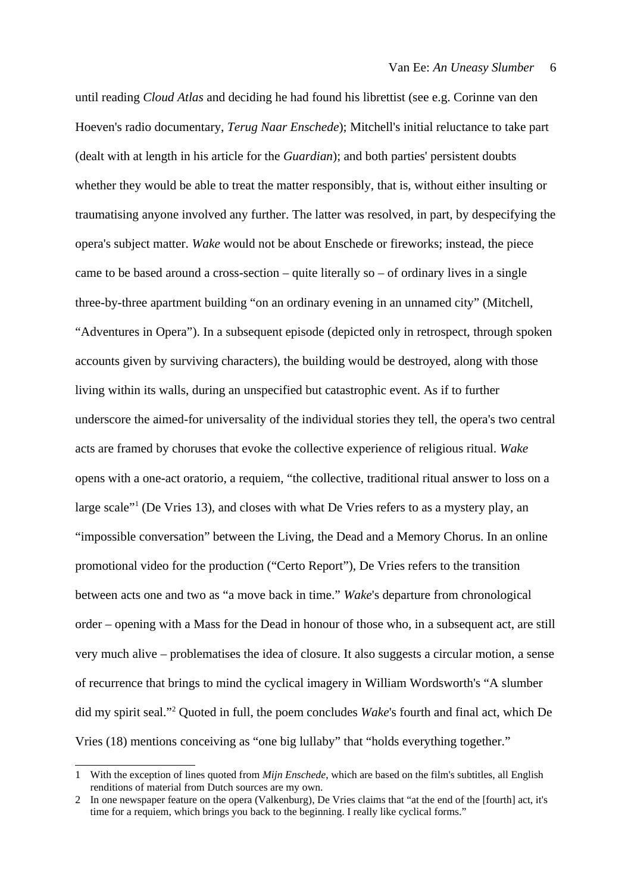until reading *Cloud Atlas* and deciding he had found his librettist (see e.g. Corinne van den Hoeven's radio documentary, *Terug Naar Enschede*); Mitchell's initial reluctance to take part (dealt with at length in his article for the *Guardian*); and both parties' persistent doubts whether they would be able to treat the matter responsibly, that is, without either insulting or traumatising anyone involved any further. The latter was resolved, in part, by despecifying the opera's subject matter. *Wake* would not be about Enschede or fireworks; instead, the piece came to be based around a cross-section – quite literally so – of ordinary lives in a single three-by-three apartment building "on an ordinary evening in an unnamed city" (Mitchell, "Adventures in Opera"). In a subsequent episode (depicted only in retrospect, through spoken accounts given by surviving characters), the building would be destroyed, along with those living within its walls, during an unspecified but catastrophic event. As if to further underscore the aimed-for universality of the individual stories they tell, the opera's two central acts are framed by choruses that evoke the collective experience of religious ritual. *Wake* opens with a one-act oratorio, a requiem, "the collective, traditional ritual answer to loss on a large scale"[1] (De Vries 13), and closes with what De Vries refers to as a mystery play, an "impossible conversation" between the Living, the Dead and a Memory Chorus. In an online promotional video for the production ("Certo Report"), De Vries refers to the transition between acts one and two as "a move back in time." *Wake*'s departure from chronological order – opening with a Mass for the Dead in honour of those who, in a subsequent act, are still very much alive – problematises the idea of closure. It also suggests a circular motion, a sense of recurrence that brings to mind the cyclical imagery in William Wordsworth's "A slumber did my spirit seal."[2] Quoted in full, the poem concludes *Wake*'s fourth and final act, which De Vries (18) mentions conceiving as "one big lullaby" that "holds everything together."

---

1 With the exception of lines quoted from *Mijn Enschede*, which are based on the film's subtitles, all English renditions of material from Dutch sources are my own.

2 In one newspaper feature on the opera (Valkenburg), De Vries claims that "at the end of the [fourth] act, it's time for a requiem, which brings you back to the beginning. I really like cyclical forms."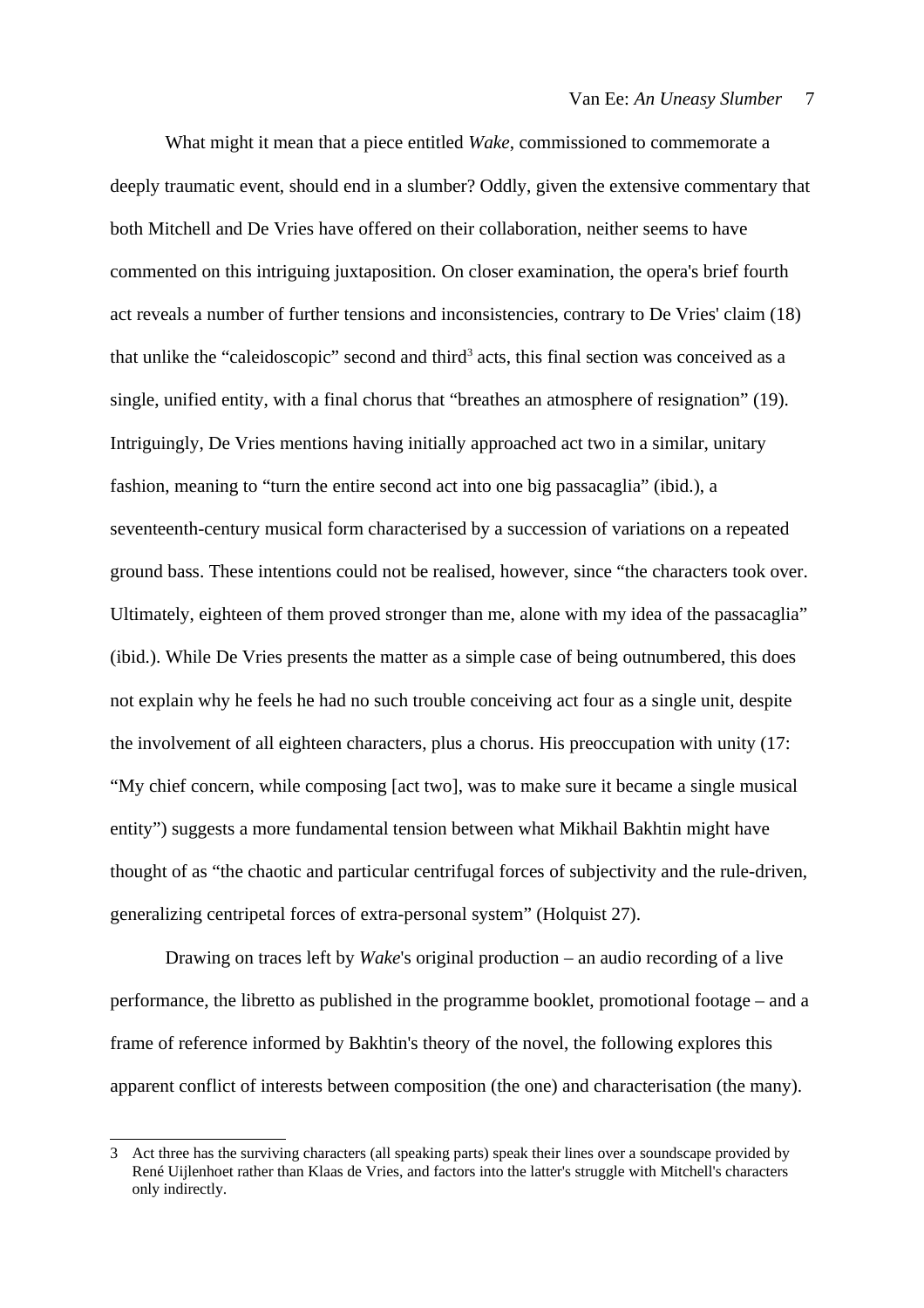What might it mean that a piece entitled *Wake*, commissioned to commemorate a deeply traumatic event, should end in a slumber? Oddly, given the extensive commentary that both Mitchell and De Vries have offered on their collaboration, neither seems to have commented on this intriguing juxtaposition. On closer examination, the opera's brief fourth act reveals a number of further tensions and inconsistencies, contrary to De Vries' claim (18) that unlike the "caleidoscopic" second and third[3] acts, this final section was conceived as a single, unified entity, with a final chorus that "breathes an atmosphere of resignation" (19). Intriguingly, De Vries mentions having initially approached act two in a similar, unitary fashion, meaning to "turn the entire second act into one big passacaglia" (ibid.), a seventeenth-century musical form characterised by a succession of variations on a repeated ground bass. These intentions could not be realised, however, since "the characters took over. Ultimately, eighteen of them proved stronger than me, alone with my idea of the passacaglia" (ibid.). While De Vries presents the matter as a simple case of being outnumbered, this does not explain why he feels he had no such trouble conceiving act four as a single unit, despite the involvement of all eighteen characters, plus a chorus. His preoccupation with unity (17: "My chief concern, while composing [act two], was to make sure it became a single musical entity") suggests a more fundamental tension between what Mikhail Bakhtin might have thought of as "the chaotic and particular centrifugal forces of subjectivity and the rule-driven, generalizing centripetal forces of extra-personal system" (Holquist 27).

Drawing on traces left by *Wake*'s original production – an audio recording of a live performance, the libretto as published in the programme booklet, promotional footage – and a frame of reference informed by Bakhtin's theory of the novel, the following explores this apparent conflict of interests between composition (the one) and characterisation (the many).

---

3 Act three has the surviving characters (all speaking parts) speak their lines over a soundscape provided by René Uijlenhoet rather than Klaas de Vries, and factors into the latter's struggle with Mitchell's characters only indirectly.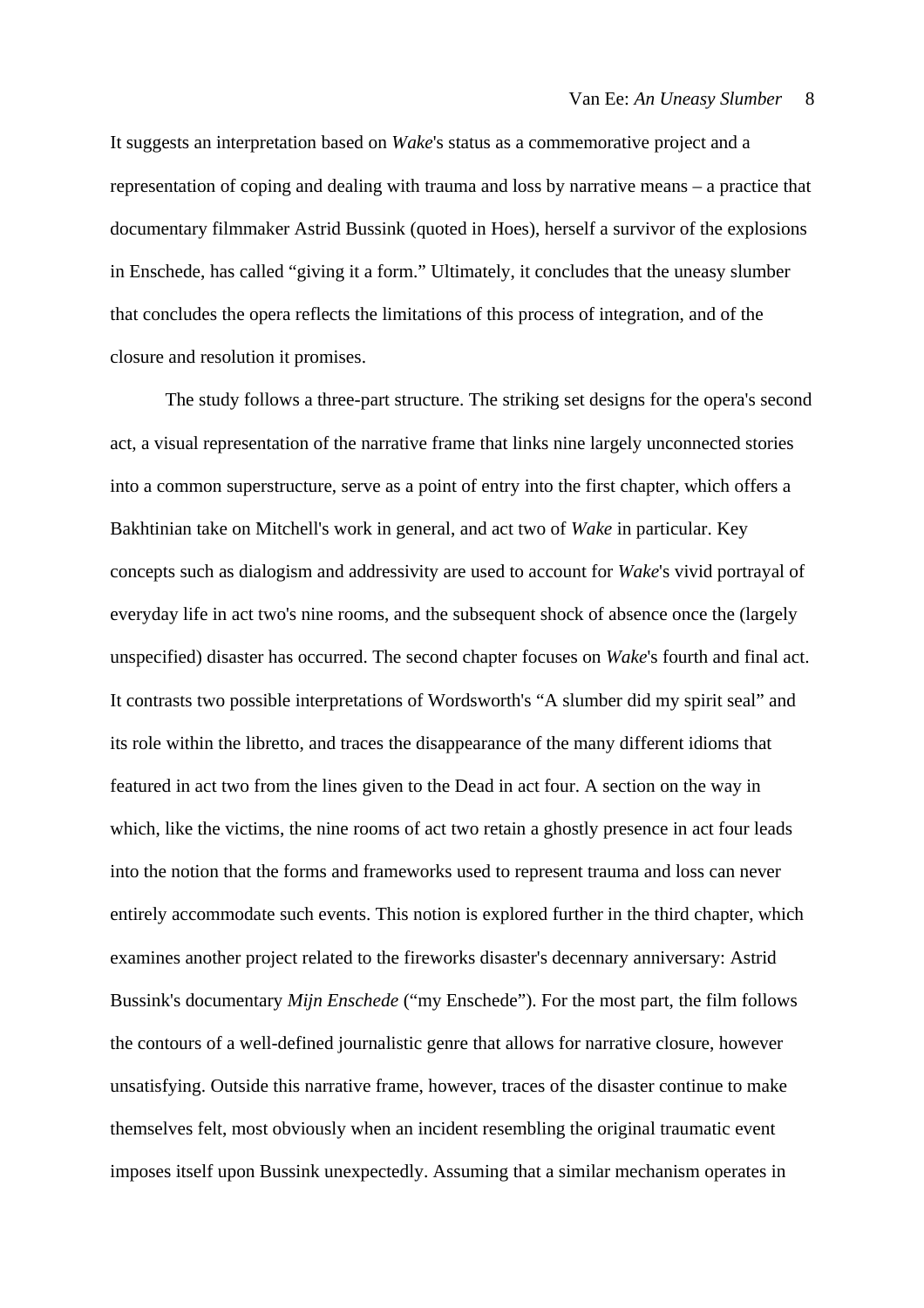It suggests an interpretation based on *Wake*'s status as a commemorative project and a representation of coping and dealing with trauma and loss by narrative means – a practice that documentary filmmaker Astrid Bussink (quoted in Hoes), herself a survivor of the explosions in Enschede, has called "giving it a form." Ultimately, it concludes that the uneasy slumber that concludes the opera reflects the limitations of this process of integration, and of the closure and resolution it promises.

The study follows a three-part structure. The striking set designs for the opera's second act, a visual representation of the narrative frame that links nine largely unconnected stories into a common superstructure, serve as a point of entry into the first chapter, which offers a Bakhtinian take on Mitchell's work in general, and act two of *Wake* in particular. Key concepts such as dialogism and addressivity are used to account for *Wake*'s vivid portrayal of everyday life in act two's nine rooms, and the subsequent shock of absence once the (largely unspecified) disaster has occurred. The second chapter focuses on *Wake*'s fourth and final act. It contrasts two possible interpretations of Wordsworth's "A slumber did my spirit seal" and its role within the libretto, and traces the disappearance of the many different idioms that featured in act two from the lines given to the Dead in act four. A section on the way in which, like the victims, the nine rooms of act two retain a ghostly presence in act four leads into the notion that the forms and frameworks used to represent trauma and loss can never entirely accommodate such events. This notion is explored further in the third chapter, which examines another project related to the fireworks disaster's decennary anniversary: Astrid Bussink's documentary *Mijn Enschede* ("my Enschede"). For the most part, the film follows the contours of a well-defined journalistic genre that allows for narrative closure, however unsatisfying. Outside this narrative frame, however, traces of the disaster continue to make themselves felt, most obviously when an incident resembling the original traumatic event imposes itself upon Bussink unexpectedly. Assuming that a similar mechanism operates in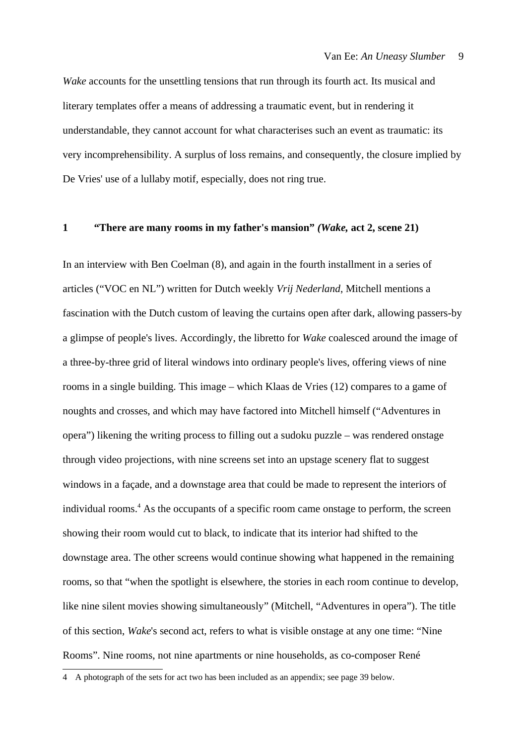*Wake* accounts for the unsettling tensions that run through its fourth act. Its musical and literary templates offer a means of addressing a traumatic event, but in rendering it understandable, they cannot account for what characterises such an event as traumatic: its very incomprehensibility. A surplus of loss remains, and consequently, the closure implied by De Vries' use of a lullaby motif, especially, does not ring true.

## 1 "There are many rooms in my father's mansion" *(Wake,* act 2, scene 21)

In an interview with Ben Coelman (8), and again in the fourth installment in a series of articles ("VOC en NL") written for Dutch weekly *Vrij Nederland*, Mitchell mentions a fascination with the Dutch custom of leaving the curtains open after dark, allowing passers-by a glimpse of people's lives. Accordingly, the libretto for *Wake* coalesced around the image of a three-by-three grid of literal windows into ordinary people's lives, offering views of nine rooms in a single building. This image – which Klaas de Vries (12) compares to a game of noughts and crosses, and which may have factored into Mitchell himself ("Adventures in opera") likening the writing process to filling out a sudoku puzzle – was rendered onstage through video projections, with nine screens set into an upstage scenery flat to suggest windows in a façade, and a downstage area that could be made to represent the interiors of individual rooms.[4] As the occupants of a specific room came onstage to perform, the screen showing their room would cut to black, to indicate that its interior had shifted to the downstage area. The other screens would continue showing what happened in the remaining rooms, so that "when the spotlight is elsewhere, the stories in each room continue to develop, like nine silent movies showing simultaneously" (Mitchell, "Adventures in opera"). The title of this section, *Wake*'s second act, refers to what is visible onstage at any one time: "Nine Rooms". Nine rooms, not nine apartments or nine households, as co-composer René

4 A photograph of the sets for act two has been included as an appendix; see page 39 below.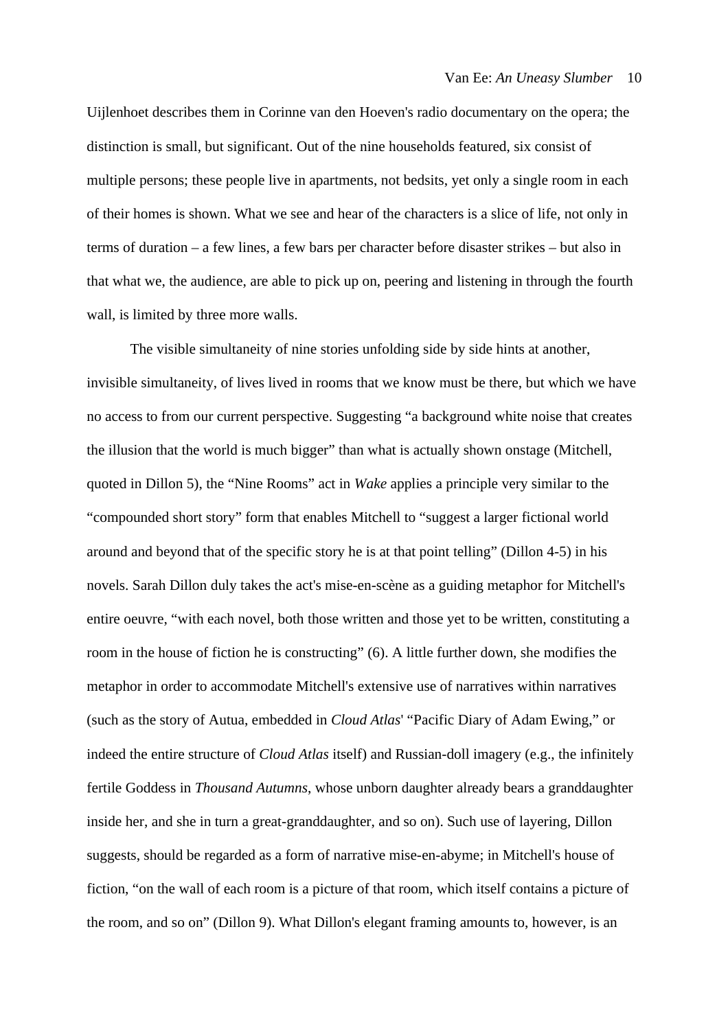Uijlenhoet describes them in Corinne van den Hoeven's radio documentary on the opera; the distinction is small, but significant. Out of the nine households featured, six consist of multiple persons; these people live in apartments, not bedsits, yet only a single room in each of their homes is shown. What we see and hear of the characters is a slice of life, not only in terms of duration – a few lines, a few bars per character before disaster strikes – but also in that what we, the audience, are able to pick up on, peering and listening in through the fourth wall, is limited by three more walls.

The visible simultaneity of nine stories unfolding side by side hints at another, invisible simultaneity, of lives lived in rooms that we know must be there, but which we have no access to from our current perspective. Suggesting "a background white noise that creates the illusion that the world is much bigger" than what is actually shown onstage (Mitchell, quoted in Dillon 5), the "Nine Rooms" act in *Wake* applies a principle very similar to the "compounded short story" form that enables Mitchell to "suggest a larger fictional world around and beyond that of the specific story he is at that point telling" (Dillon 4-5) in his novels. Sarah Dillon duly takes the act's mise-en-scène as a guiding metaphor for Mitchell's entire oeuvre, "with each novel, both those written and those yet to be written, constituting a room in the house of fiction he is constructing" (6). A little further down, she modifies the metaphor in order to accommodate Mitchell's extensive use of narratives within narratives (such as the story of Autua, embedded in *Cloud Atlas*' "Pacific Diary of Adam Ewing," or indeed the entire structure of *Cloud Atlas* itself) and Russian-doll imagery (e.g., the infinitely fertile Goddess in *Thousand Autumns*, whose unborn daughter already bears a granddaughter inside her, and she in turn a great-granddaughter, and so on). Such use of layering, Dillon suggests, should be regarded as a form of narrative mise-en-abyme; in Mitchell's house of fiction, "on the wall of each room is a picture of that room, which itself contains a picture of the room, and so on" (Dillon 9). What Dillon's elegant framing amounts to, however, is an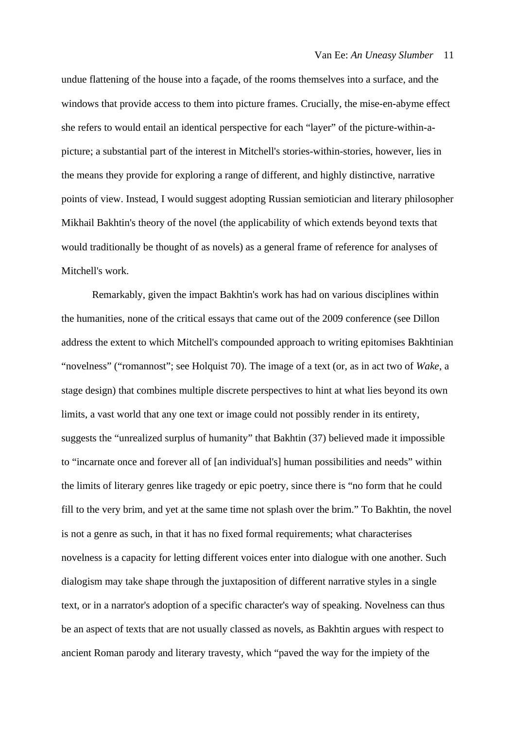undue flattening of the house into a façade, of the rooms themselves into a surface, and the windows that provide access to them into picture frames. Crucially, the mise-en-abyme effect she refers to would entail an identical perspective for each "layer" of the picture-within-a-picture; a substantial part of the interest in Mitchell's stories-within-stories, however, lies in the means they provide for exploring a range of different, and highly distinctive, narrative points of view. Instead, I would suggest adopting Russian semiotician and literary philosopher Mikhail Bakhtin's theory of the novel (the applicability of which extends beyond texts that would traditionally be thought of as novels) as a general frame of reference for analyses of Mitchell's work.

Remarkably, given the impact Bakhtin's work has had on various disciplines within the humanities, none of the critical essays that came out of the 2009 conference (see Dillon address the extent to which Mitchell's compounded approach to writing epitomises Bakhtinian "novelness" ("romannost"; see Holquist 70). The image of a text (or, as in act two of *Wake*, a stage design) that combines multiple discrete perspectives to hint at what lies beyond its own limits, a vast world that any one text or image could not possibly render in its entirety, suggests the "unrealized surplus of humanity" that Bakhtin (37) believed made it impossible to "incarnate once and forever all of [an individual's] human possibilities and needs" within the limits of literary genres like tragedy or epic poetry, since there is "no form that he could fill to the very brim, and yet at the same time not splash over the brim." To Bakhtin, the novel is not a genre as such, in that it has no fixed formal requirements; what characterises novelness is a capacity for letting different voices enter into dialogue with one another. Such dialogism may take shape through the juxtaposition of different narrative styles in a single text, or in a narrator's adoption of a specific character's way of speaking. Novelness can thus be an aspect of texts that are not usually classed as novels, as Bakhtin argues with respect to ancient Roman parody and literary travesty, which "paved the way for the impiety of the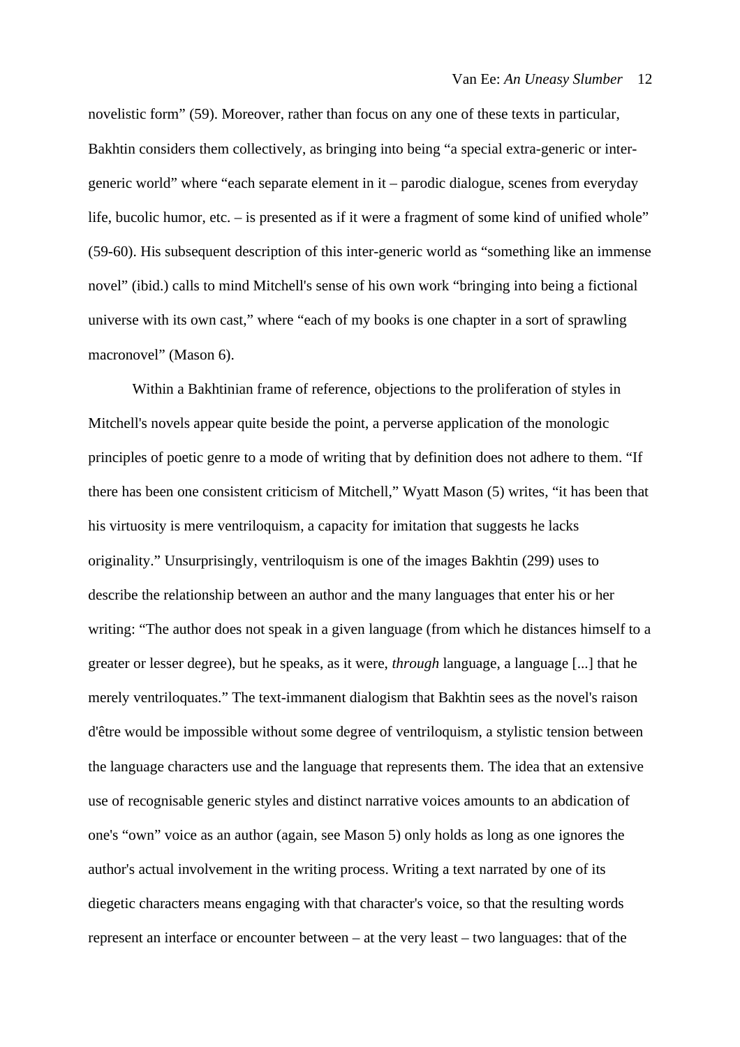novelistic form" (59). Moreover, rather than focus on any one of these texts in particular, Bakhtin considers them collectively, as bringing into being "a special extra-generic or inter-generic world" where "each separate element in it – parodic dialogue, scenes from everyday life, bucolic humor, etc. – is presented as if it were a fragment of some kind of unified whole" (59-60). His subsequent description of this inter-generic world as "something like an immense novel" (ibid.) calls to mind Mitchell's sense of his own work "bringing into being a fictional universe with its own cast," where "each of my books is one chapter in a sort of sprawling macronovel" (Mason 6).

Within a Bakhtinian frame of reference, objections to the proliferation of styles in Mitchell's novels appear quite beside the point, a perverse application of the monologic principles of poetic genre to a mode of writing that by definition does not adhere to them. "If there has been one consistent criticism of Mitchell," Wyatt Mason (5) writes, "it has been that his virtuosity is mere ventriloquism, a capacity for imitation that suggests he lacks originality." Unsurprisingly, ventriloquism is one of the images Bakhtin (299) uses to describe the relationship between an author and the many languages that enter his or her writing: "The author does not speak in a given language (from which he distances himself to a greater or lesser degree), but he speaks, as it were, *through* language, a language [...] that he merely ventriloquates." The text-immanent dialogism that Bakhtin sees as the novel's raison d'être would be impossible without some degree of ventriloquism, a stylistic tension between the language characters use and the language that represents them. The idea that an extensive use of recognisable generic styles and distinct narrative voices amounts to an abdication of one's "own" voice as an author (again, see Mason 5) only holds as long as one ignores the author's actual involvement in the writing process. Writing a text narrated by one of its diegetic characters means engaging with that character's voice, so that the resulting words represent an interface or encounter between – at the very least – two languages: that of the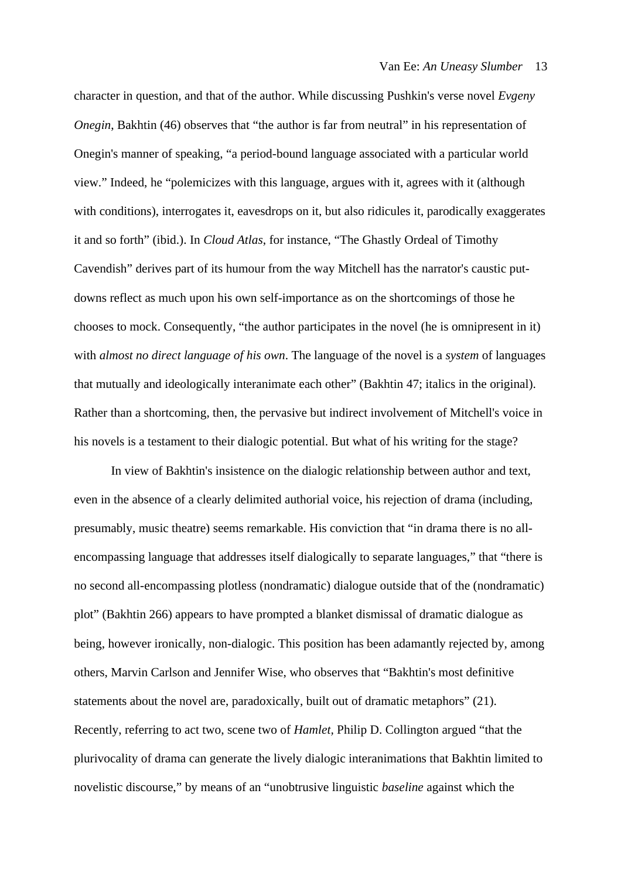character in question, and that of the author. While discussing Pushkin's verse novel *Evgeny Onegin*, Bakhtin (46) observes that "the author is far from neutral" in his representation of Onegin's manner of speaking, "a period-bound language associated with a particular world view." Indeed, he "polemicizes with this language, argues with it, agrees with it (although with conditions), interrogates it, eavesdrops on it, but also ridicules it, parodically exaggerates it and so forth" (ibid.). In *Cloud Atlas*, for instance, "The Ghastly Ordeal of Timothy Cavendish" derives part of its humour from the way Mitchell has the narrator's caustic put-downs reflect as much upon his own self-importance as on the shortcomings of those he chooses to mock. Consequently, "the author participates in the novel (he is omnipresent in it) with *almost no direct language of his own*. The language of the novel is a *system* of languages that mutually and ideologically interanimate each other" (Bakhtin 47; italics in the original). Rather than a shortcoming, then, the pervasive but indirect involvement of Mitchell's voice in his novels is a testament to their dialogic potential. But what of his writing for the stage?

In view of Bakhtin's insistence on the dialogic relationship between author and text, even in the absence of a clearly delimited authorial voice, his rejection of drama (including, presumably, music theatre) seems remarkable. His conviction that "in drama there is no all-encompassing language that addresses itself dialogically to separate languages," that "there is no second all-encompassing plotless (nondramatic) dialogue outside that of the (nondramatic) plot" (Bakhtin 266) appears to have prompted a blanket dismissal of dramatic dialogue as being, however ironically, non-dialogic. This position has been adamantly rejected by, among others, Marvin Carlson and Jennifer Wise, who observes that "Bakhtin's most definitive statements about the novel are, paradoxically, built out of dramatic metaphors" (21). Recently, referring to act two, scene two of *Hamlet*, Philip D. Collington argued "that the plurivocality of drama can generate the lively dialogic interanimations that Bakhtin limited to novelistic discourse," by means of an "unobtrusive linguistic *baseline* against which the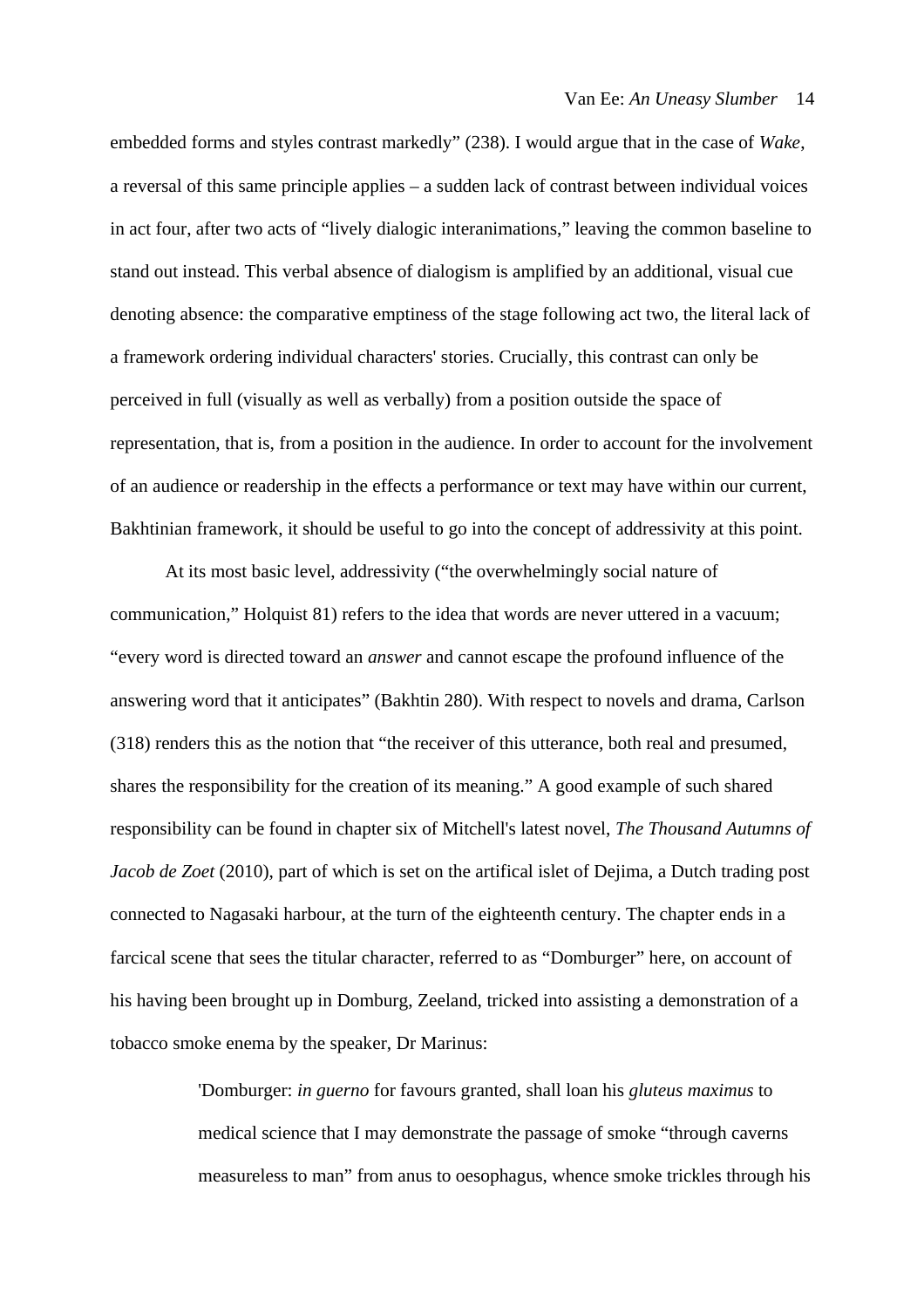embedded forms and styles contrast markedly" (238). I would argue that in the case of *Wake*, a reversal of this same principle applies – a sudden lack of contrast between individual voices in act four, after two acts of "lively dialogic interanimations," leaving the common baseline to stand out instead. This verbal absence of dialogism is amplified by an additional, visual cue denoting absence: the comparative emptiness of the stage following act two, the literal lack of a framework ordering individual characters' stories. Crucially, this contrast can only be perceived in full (visually as well as verbally) from a position outside the space of representation, that is, from a position in the audience. In order to account for the involvement of an audience or readership in the effects a performance or text may have within our current, Bakhtinian framework, it should be useful to go into the concept of addressivity at this point.

At its most basic level, addressivity ("the overwhelmingly social nature of communication," Holquist 81) refers to the idea that words are never uttered in a vacuum; "every word is directed toward an *answer* and cannot escape the profound influence of the answering word that it anticipates" (Bakhtin 280). With respect to novels and drama, Carlson (318) renders this as the notion that "the receiver of this utterance, both real and presumed, shares the responsibility for the creation of its meaning." A good example of such shared responsibility can be found in chapter six of Mitchell's latest novel, *The Thousand Autumns of Jacob de Zoet* (2010), part of which is set on the artifical islet of Dejima, a Dutch trading post connected to Nagasaki harbour, at the turn of the eighteenth century. The chapter ends in a farcical scene that sees the titular character, referred to as "Domburger" here, on account of his having been brought up in Domburg, Zeeland, tricked into assisting a demonstration of a tobacco smoke enema by the speaker, Dr Marinus:

> 'Domburger: *in guerno* for favours granted, shall loan his *gluteus maximus* to medical science that I may demonstrate the passage of smoke "through caverns measureless to man" from anus to oesophagus, whence smoke trickles through his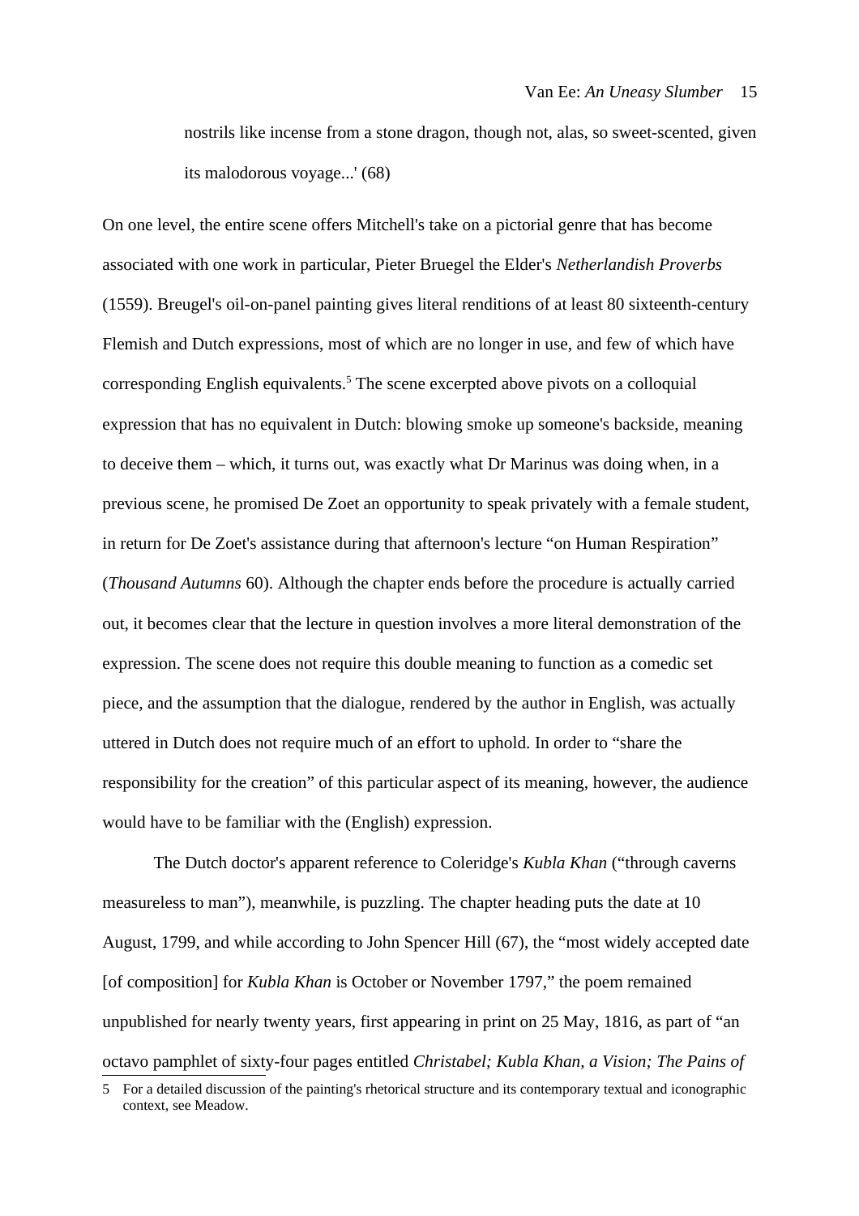> nostrils like incense from a stone dragon, though not, alas, so sweet-scented, given its malodorous voyage...' (68)

On one level, the entire scene offers Mitchell's take on a pictorial genre that has become associated with one work in particular, Pieter Bruegel the Elder's *Netherlandish Proverbs* (1559). Breugel's oil-on-panel painting gives literal renditions of at least 80 sixteenth-century Flemish and Dutch expressions, most of which are no longer in use, and few of which have corresponding English equivalents.[5] The scene excerpted above pivots on a colloquial expression that has no equivalent in Dutch: blowing smoke up someone's backside, meaning to deceive them – which, it turns out, was exactly what Dr Marinus was doing when, in a previous scene, he promised De Zoet an opportunity to speak privately with a female student, in return for De Zoet's assistance during that afternoon's lecture "on Human Respiration" (*Thousand Autumns* 60). Although the chapter ends before the procedure is actually carried out, it becomes clear that the lecture in question involves a more literal demonstration of the expression. The scene does not require this double meaning to function as a comedic set piece, and the assumption that the dialogue, rendered by the author in English, was actually uttered in Dutch does not require much of an effort to uphold. In order to "share the responsibility for the creation" of this particular aspect of its meaning, however, the audience would have to be familiar with the (English) expression.

The Dutch doctor's apparent reference to Coleridge's *Kubla Khan* ("through caverns measureless to man"), meanwhile, is puzzling. The chapter heading puts the date at 10 August, 1799, and while according to John Spencer Hill (67), the "most widely accepted date [of composition] for *Kubla Khan* is October or November 1797," the poem remained unpublished for nearly twenty years, first appearing in print on 25 May, 1816, as part of "an octavo pamphlet of sixty-four pages entitled *Christabel; Kubla Khan, a Vision; The Pains of*

5 For a detailed discussion of the painting's rhetorical structure and its contemporary textual and iconographic context, see Meadow.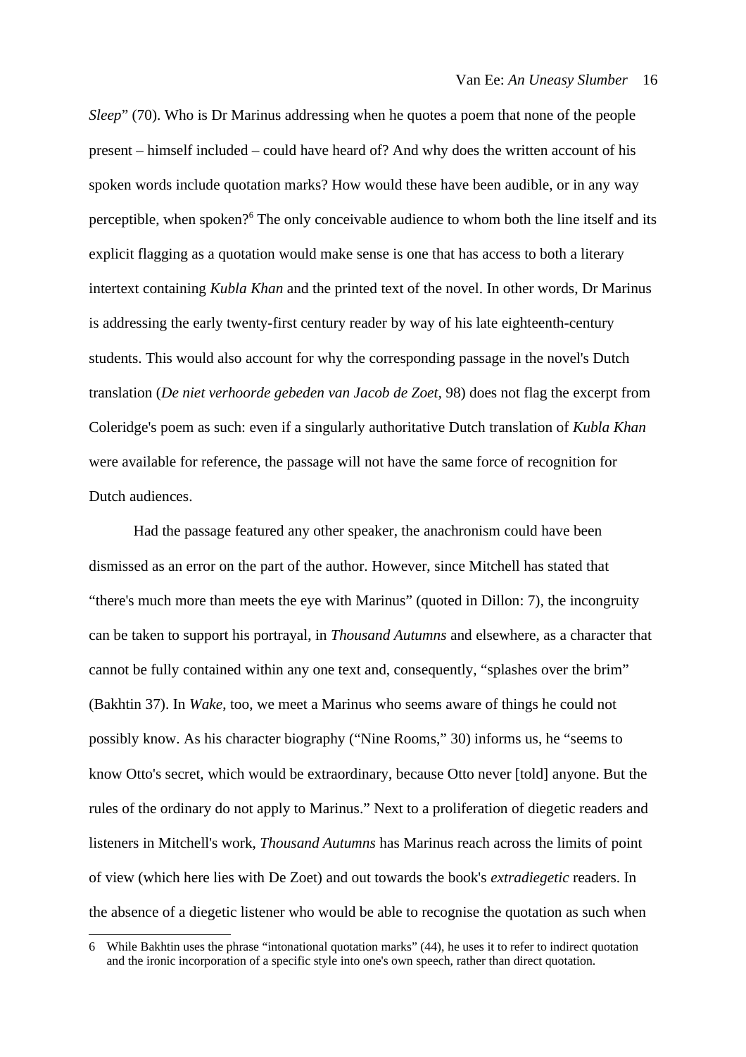*Sleep*" (70). Who is Dr Marinus addressing when he quotes a poem that none of the people present – himself included – could have heard of? And why does the written account of his spoken words include quotation marks? How would these have been audible, or in any way perceptible, when spoken?[6] The only conceivable audience to whom both the line itself and its explicit flagging as a quotation would make sense is one that has access to both a literary intertext containing *Kubla Khan* and the printed text of the novel. In other words, Dr Marinus is addressing the early twenty-first century reader by way of his late eighteenth-century students. This would also account for why the corresponding passage in the novel's Dutch translation (*De niet verhoorde gebeden van Jacob de Zoet,* 98) does not flag the excerpt from Coleridge's poem as such: even if a singularly authoritative Dutch translation of *Kubla Khan* were available for reference, the passage will not have the same force of recognition for Dutch audiences.

Had the passage featured any other speaker, the anachronism could have been dismissed as an error on the part of the author. However, since Mitchell has stated that "there's much more than meets the eye with Marinus" (quoted in Dillon: 7), the incongruity can be taken to support his portrayal, in *Thousand Autumns* and elsewhere, as a character that cannot be fully contained within any one text and, consequently, "splashes over the brim" (Bakhtin 37). In *Wake*, too, we meet a Marinus who seems aware of things he could not possibly know. As his character biography ("Nine Rooms," 30) informs us, he "seems to know Otto's secret, which would be extraordinary, because Otto never [told] anyone. But the rules of the ordinary do not apply to Marinus." Next to a proliferation of diegetic readers and listeners in Mitchell's work, *Thousand Autumns* has Marinus reach across the limits of point of view (which here lies with De Zoet) and out towards the book's *extradiegetic* readers. In the absence of a diegetic listener who would be able to recognise the quotation as such when

6 While Bakhtin uses the phrase "intonational quotation marks" (44), he uses it to refer to indirect quotation and the ironic incorporation of a specific style into one's own speech, rather than direct quotation.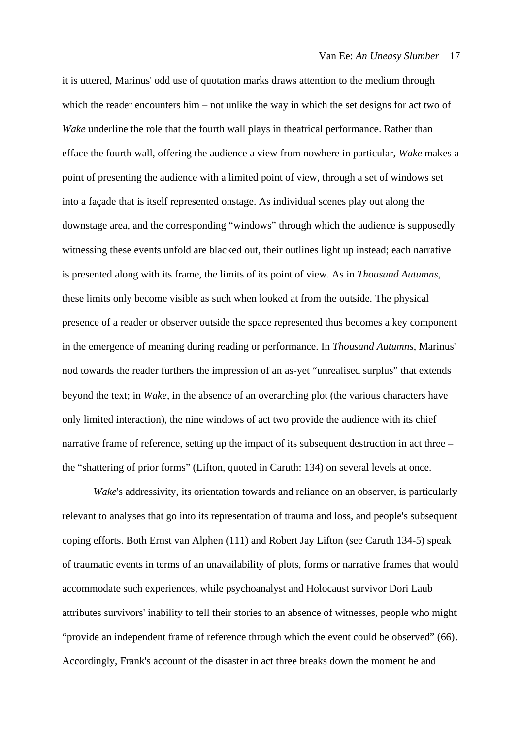it is uttered, Marinus' odd use of quotation marks draws attention to the medium through which the reader encounters him – not unlike the way in which the set designs for act two of *Wake* underline the role that the fourth wall plays in theatrical performance. Rather than efface the fourth wall, offering the audience a view from nowhere in particular, *Wake* makes a point of presenting the audience with a limited point of view, through a set of windows set into a façade that is itself represented onstage. As individual scenes play out along the downstage area, and the corresponding "windows" through which the audience is supposedly witnessing these events unfold are blacked out, their outlines light up instead; each narrative is presented along with its frame, the limits of its point of view. As in *Thousand Autumns*, these limits only become visible as such when looked at from the outside. The physical presence of a reader or observer outside the space represented thus becomes a key component in the emergence of meaning during reading or performance. In *Thousand Autumns*, Marinus' nod towards the reader furthers the impression of an as-yet "unrealised surplus" that extends beyond the text; in *Wake*, in the absence of an overarching plot (the various characters have only limited interaction), the nine windows of act two provide the audience with its chief narrative frame of reference, setting up the impact of its subsequent destruction in act three – the "shattering of prior forms" (Lifton, quoted in Caruth: 134) on several levels at once.

*Wake*'s addressivity, its orientation towards and reliance on an observer, is particularly relevant to analyses that go into its representation of trauma and loss, and people's subsequent coping efforts. Both Ernst van Alphen (111) and Robert Jay Lifton (see Caruth 134-5) speak of traumatic events in terms of an unavailability of plots, forms or narrative frames that would accommodate such experiences, while psychoanalyst and Holocaust survivor Dori Laub attributes survivors' inability to tell their stories to an absence of witnesses, people who might "provide an independent frame of reference through which the event could be observed" (66). Accordingly, Frank's account of the disaster in act three breaks down the moment he and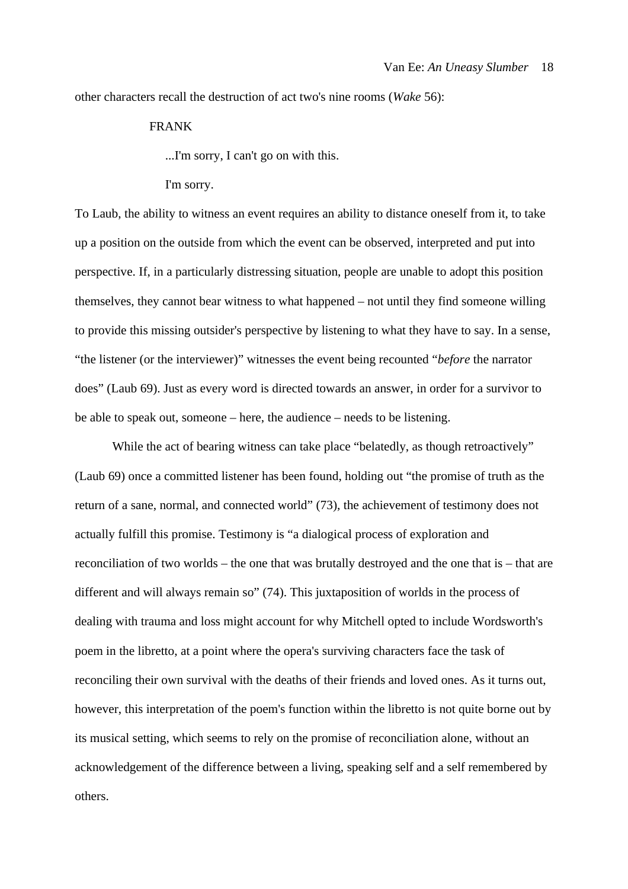other characters recall the destruction of act two's nine rooms (*Wake* 56):

FRANK

...I'm sorry, I can't go on with this.

I'm sorry.

To Laub, the ability to witness an event requires an ability to distance oneself from it, to take up a position on the outside from which the event can be observed, interpreted and put into perspective. If, in a particularly distressing situation, people are unable to adopt this position themselves, they cannot bear witness to what happened – not until they find someone willing to provide this missing outsider's perspective by listening to what they have to say. In a sense, "the listener (or the interviewer)" witnesses the event being recounted "*before* the narrator does" (Laub 69). Just as every word is directed towards an answer, in order for a survivor to be able to speak out, someone – here, the audience – needs to be listening.

While the act of bearing witness can take place "belatedly, as though retroactively" (Laub 69) once a committed listener has been found, holding out "the promise of truth as the return of a sane, normal, and connected world" (73), the achievement of testimony does not actually fulfill this promise. Testimony is "a dialogical process of exploration and reconciliation of two worlds – the one that was brutally destroyed and the one that is – that are different and will always remain so" (74). This juxtaposition of worlds in the process of dealing with trauma and loss might account for why Mitchell opted to include Wordsworth's poem in the libretto, at a point where the opera's surviving characters face the task of reconciling their own survival with the deaths of their friends and loved ones. As it turns out, however, this interpretation of the poem's function within the libretto is not quite borne out by its musical setting, which seems to rely on the promise of reconciliation alone, without an acknowledgement of the difference between a living, speaking self and a self remembered by others.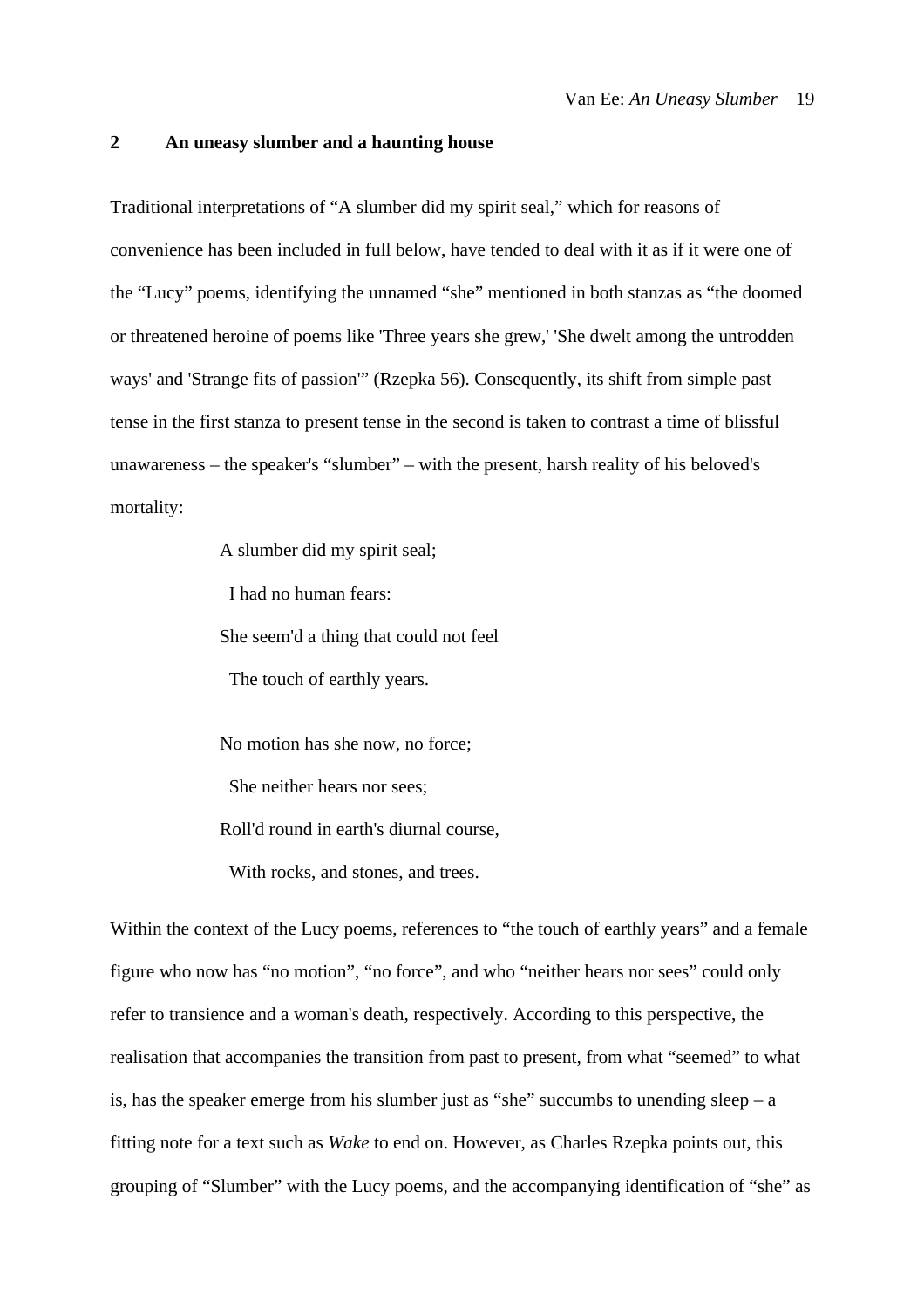## 2 An uneasy slumber and a haunting house

Traditional interpretations of “A slumber did my spirit seal,” which for reasons of convenience has been included in full below, have tended to deal with it as if it were one of the “Lucy” poems, identifying the unnamed “she” mentioned in both stanzas as “the doomed or threatened heroine of poems like 'Three years she grew,' 'She dwelt among the untrodden ways' and 'Strange fits of passion'” (Rzepka 56). Consequently, its shift from simple past tense in the first stanza to present tense in the second is taken to contrast a time of blissful unawareness – the speaker's “slumber” – with the present, harsh reality of his beloved's mortality:

> A slumber did my spirit seal;
>   I had no human fears:
> She seem'd a thing that could not feel
>   The touch of earthly years.
>
> No motion has she now, no force;
>   She neither hears nor sees;
> Roll'd round in earth's diurnal course,
>   With rocks, and stones, and trees.

Within the context of the Lucy poems, references to “the touch of earthly years” and a female figure who now has “no motion”, “no force”, and who “neither hears nor sees” could only refer to transience and a woman's death, respectively. According to this perspective, the realisation that accompanies the transition from past to present, from what “seemed” to what is, has the speaker emerge from his slumber just as “she” succumbs to unending sleep – a fitting note for a text such as *Wake* to end on. However, as Charles Rzepka points out, this grouping of “Slumber” with the Lucy poems, and the accompanying identification of “she” as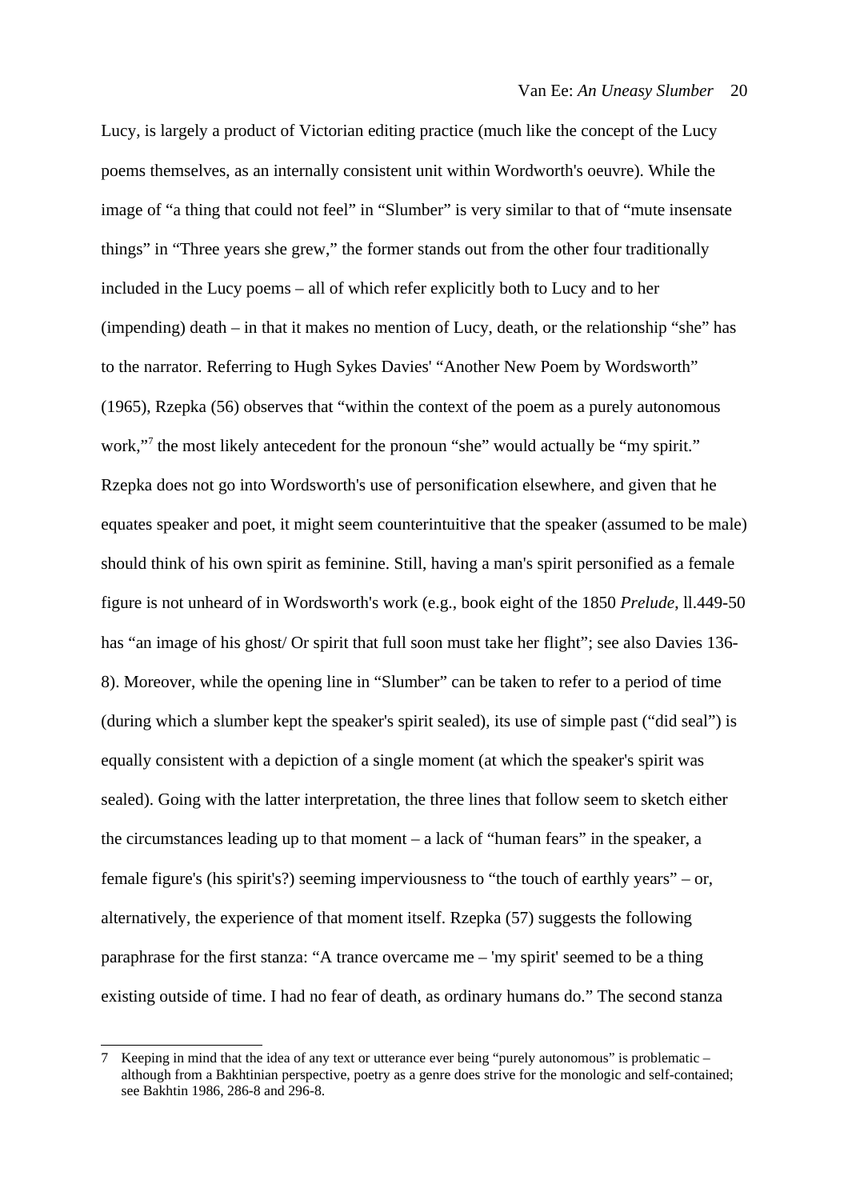Lucy, is largely a product of Victorian editing practice (much like the concept of the Lucy poems themselves, as an internally consistent unit within Wordworth's oeuvre). While the image of "a thing that could not feel" in "Slumber" is very similar to that of "mute insensate things" in "Three years she grew," the former stands out from the other four traditionally included in the Lucy poems – all of which refer explicitly both to Lucy and to her (impending) death – in that it makes no mention of Lucy, death, or the relationship "she" has to the narrator. Referring to Hugh Sykes Davies' "Another New Poem by Wordsworth" (1965), Rzepka (56) observes that "within the context of the poem as a purely autonomous work,"[7] the most likely antecedent for the pronoun "she" would actually be "my spirit." Rzepka does not go into Wordsworth's use of personification elsewhere, and given that he equates speaker and poet, it might seem counterintuitive that the speaker (assumed to be male) should think of his own spirit as feminine. Still, having a man's spirit personified as a female figure is not unheard of in Wordsworth's work (e.g., book eight of the 1850 *Prelude*, ll.449-50 has "an image of his ghost/ Or spirit that full soon must take her flight"; see also Davies 136-8). Moreover, while the opening line in "Slumber" can be taken to refer to a period of time (during which a slumber kept the speaker's spirit sealed), its use of simple past ("did seal") is equally consistent with a depiction of a single moment (at which the speaker's spirit was sealed). Going with the latter interpretation, the three lines that follow seem to sketch either the circumstances leading up to that moment – a lack of "human fears" in the speaker, a female figure's (his spirit's?) seeming imperviousness to "the touch of earthly years" – or, alternatively, the experience of that moment itself. Rzepka (57) suggests the following paraphrase for the first stanza: "A trance overcame me – 'my spirit' seemed to be a thing existing outside of time. I had no fear of death, as ordinary humans do." The second stanza

7 Keeping in mind that the idea of any text or utterance ever being "purely autonomous" is problematic – although from a Bakhtinian perspective, poetry as a genre does strive for the monologic and self-contained; see Bakhtin 1986, 286-8 and 296-8.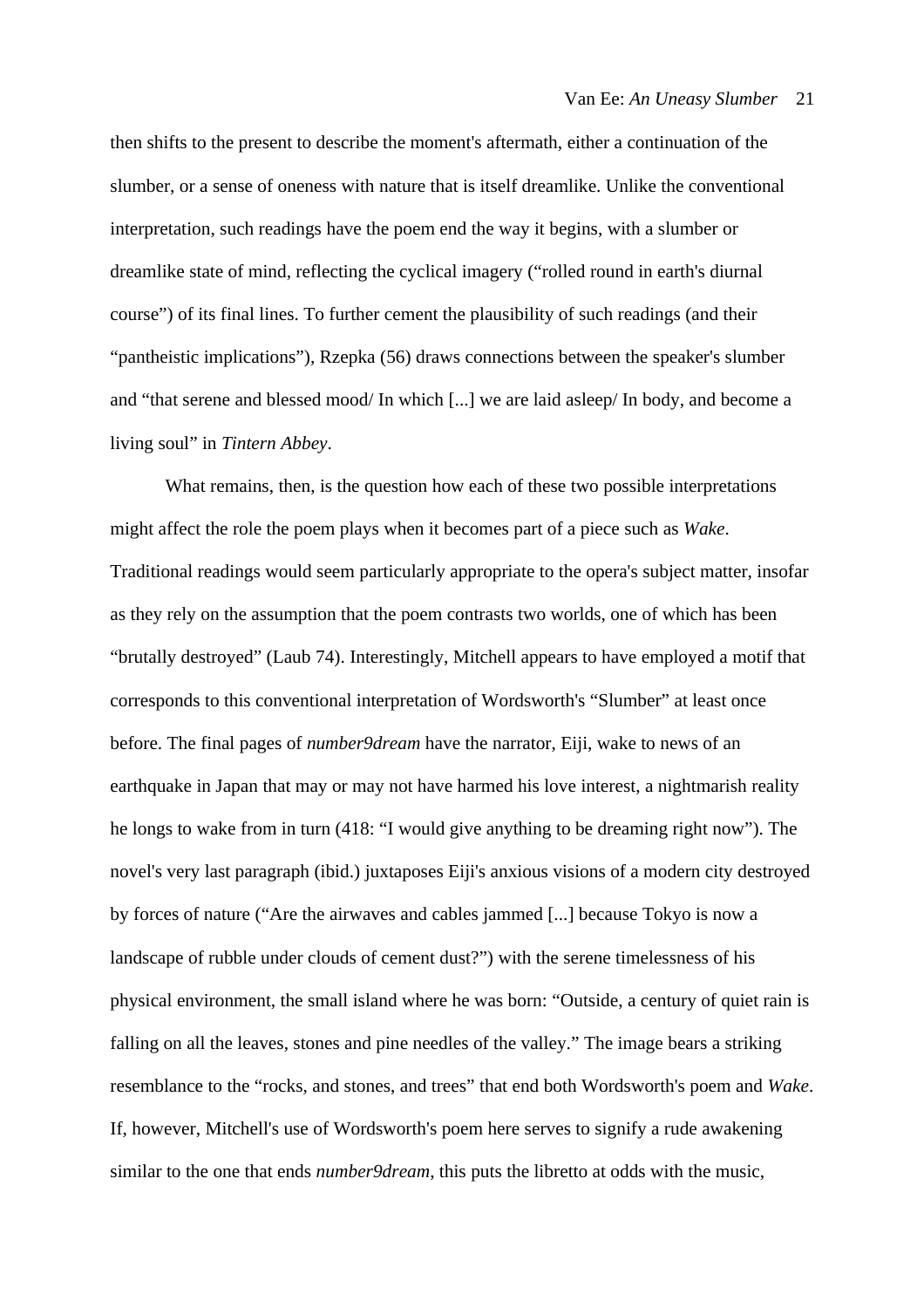then shifts to the present to describe the moment's aftermath, either a continuation of the slumber, or a sense of oneness with nature that is itself dreamlike. Unlike the conventional interpretation, such readings have the poem end the way it begins, with a slumber or dreamlike state of mind, reflecting the cyclical imagery ("rolled round in earth's diurnal course") of its final lines. To further cement the plausibility of such readings (and their "pantheistic implications"), Rzepka (56) draws connections between the speaker's slumber and "that serene and blessed mood/ In which [...] we are laid asleep/ In body, and become a living soul" in *Tintern Abbey*.

What remains, then, is the question how each of these two possible interpretations might affect the role the poem plays when it becomes part of a piece such as *Wake*. Traditional readings would seem particularly appropriate to the opera's subject matter, insofar as they rely on the assumption that the poem contrasts two worlds, one of which has been "brutally destroyed" (Laub 74). Interestingly, Mitchell appears to have employed a motif that corresponds to this conventional interpretation of Wordsworth's "Slumber" at least once before. The final pages of *number9dream* have the narrator, Eiji, wake to news of an earthquake in Japan that may or may not have harmed his love interest, a nightmarish reality he longs to wake from in turn (418: "I would give anything to be dreaming right now"). The novel's very last paragraph (ibid.) juxtaposes Eiji's anxious visions of a modern city destroyed by forces of nature ("Are the airwaves and cables jammed [...] because Tokyo is now a landscape of rubble under clouds of cement dust?") with the serene timelessness of his physical environment, the small island where he was born: "Outside, a century of quiet rain is falling on all the leaves, stones and pine needles of the valley." The image bears a striking resemblance to the "rocks, and stones, and trees" that end both Wordsworth's poem and *Wake*. If, however, Mitchell's use of Wordsworth's poem here serves to signify a rude awakening similar to the one that ends *number9dream*, this puts the libretto at odds with the music,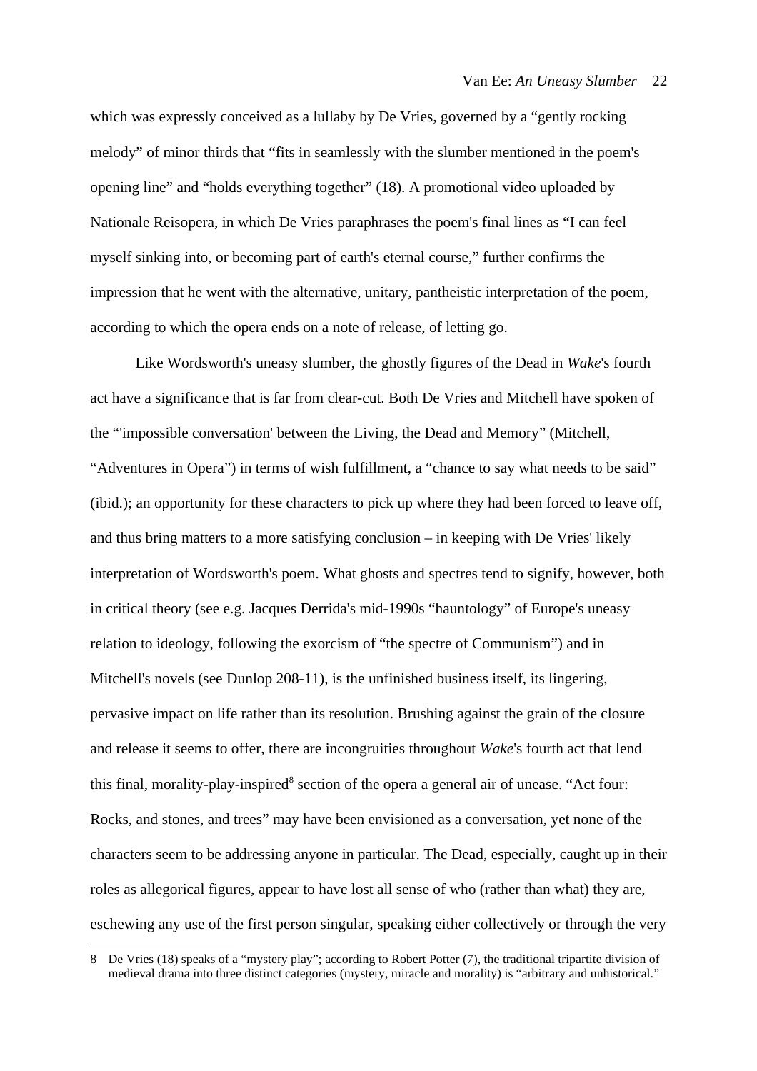which was expressly conceived as a lullaby by De Vries, governed by a "gently rocking melody" of minor thirds that "fits in seamlessly with the slumber mentioned in the poem's opening line" and "holds everything together" (18). A promotional video uploaded by Nationale Reisopera, in which De Vries paraphrases the poem's final lines as "I can feel myself sinking into, or becoming part of earth's eternal course," further confirms the impression that he went with the alternative, unitary, pantheistic interpretation of the poem, according to which the opera ends on a note of release, of letting go.

Like Wordsworth's uneasy slumber, the ghostly figures of the Dead in *Wake*'s fourth act have a significance that is far from clear-cut. Both De Vries and Mitchell have spoken of the "'impossible conversation' between the Living, the Dead and Memory" (Mitchell, "Adventures in Opera") in terms of wish fulfillment, a "chance to say what needs to be said" (ibid.); an opportunity for these characters to pick up where they had been forced to leave off, and thus bring matters to a more satisfying conclusion – in keeping with De Vries' likely interpretation of Wordsworth's poem. What ghosts and spectres tend to signify, however, both in critical theory (see e.g. Jacques Derrida's mid-1990s "hauntology" of Europe's uneasy relation to ideology, following the exorcism of "the spectre of Communism") and in Mitchell's novels (see Dunlop 208-11), is the unfinished business itself, its lingering, pervasive impact on life rather than its resolution. Brushing against the grain of the closure and release it seems to offer, there are incongruities throughout *Wake*'s fourth act that lend this final, morality-play-inspired[8] section of the opera a general air of unease. "Act four: Rocks, and stones, and trees" may have been envisioned as a conversation, yet none of the characters seem to be addressing anyone in particular. The Dead, especially, caught up in their roles as allegorical figures, appear to have lost all sense of who (rather than what) they are, eschewing any use of the first person singular, speaking either collectively or through the very

8 De Vries (18) speaks of a "mystery play"; according to Robert Potter (7), the traditional tripartite division of medieval drama into three distinct categories (mystery, miracle and morality) is "arbitrary and unhistorical."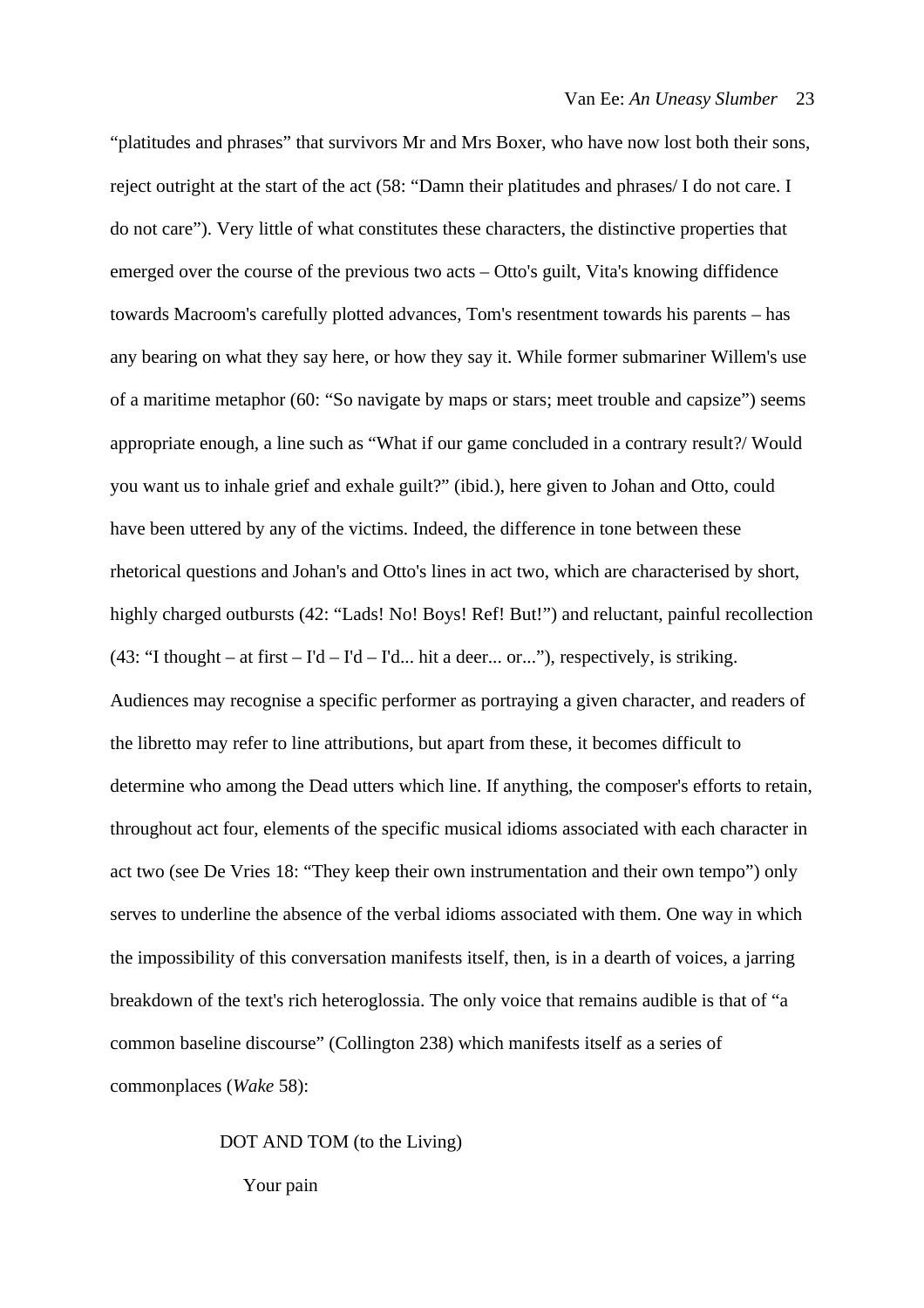"platitudes and phrases" that survivors Mr and Mrs Boxer, who have now lost both their sons, reject outright at the start of the act (58: "Damn their platitudes and phrases/ I do not care. I do not care"). Very little of what constitutes these characters, the distinctive properties that emerged over the course of the previous two acts – Otto's guilt, Vita's knowing diffidence towards Macroom's carefully plotted advances, Tom's resentment towards his parents – has any bearing on what they say here, or how they say it. While former submariner Willem's use of a maritime metaphor (60: "So navigate by maps or stars; meet trouble and capsize") seems appropriate enough, a line such as "What if our game concluded in a contrary result?/ Would you want us to inhale grief and exhale guilt?" (ibid.), here given to Johan and Otto, could have been uttered by any of the victims. Indeed, the difference in tone between these rhetorical questions and Johan's and Otto's lines in act two, which are characterised by short, highly charged outbursts (42: "Lads! No! Boys! Ref! But!") and reluctant, painful recollection (43: "I thought – at first – I'd – I'd – I'd... hit a deer... or..."), respectively, is striking. Audiences may recognise a specific performer as portraying a given character, and readers of the libretto may refer to line attributions, but apart from these, it becomes difficult to determine who among the Dead utters which line. If anything, the composer's efforts to retain, throughout act four, elements of the specific musical idioms associated with each character in act two (see De Vries 18: "They keep their own instrumentation and their own tempo") only serves to underline the absence of the verbal idioms associated with them. One way in which the impossibility of this conversation manifests itself, then, is in a dearth of voices, a jarring breakdown of the text's rich heteroglossia. The only voice that remains audible is that of "a common baseline discourse" (Collington 238) which manifests itself as a series of commonplaces (*Wake* 58):

DOT AND TOM (to the Living)

Your pain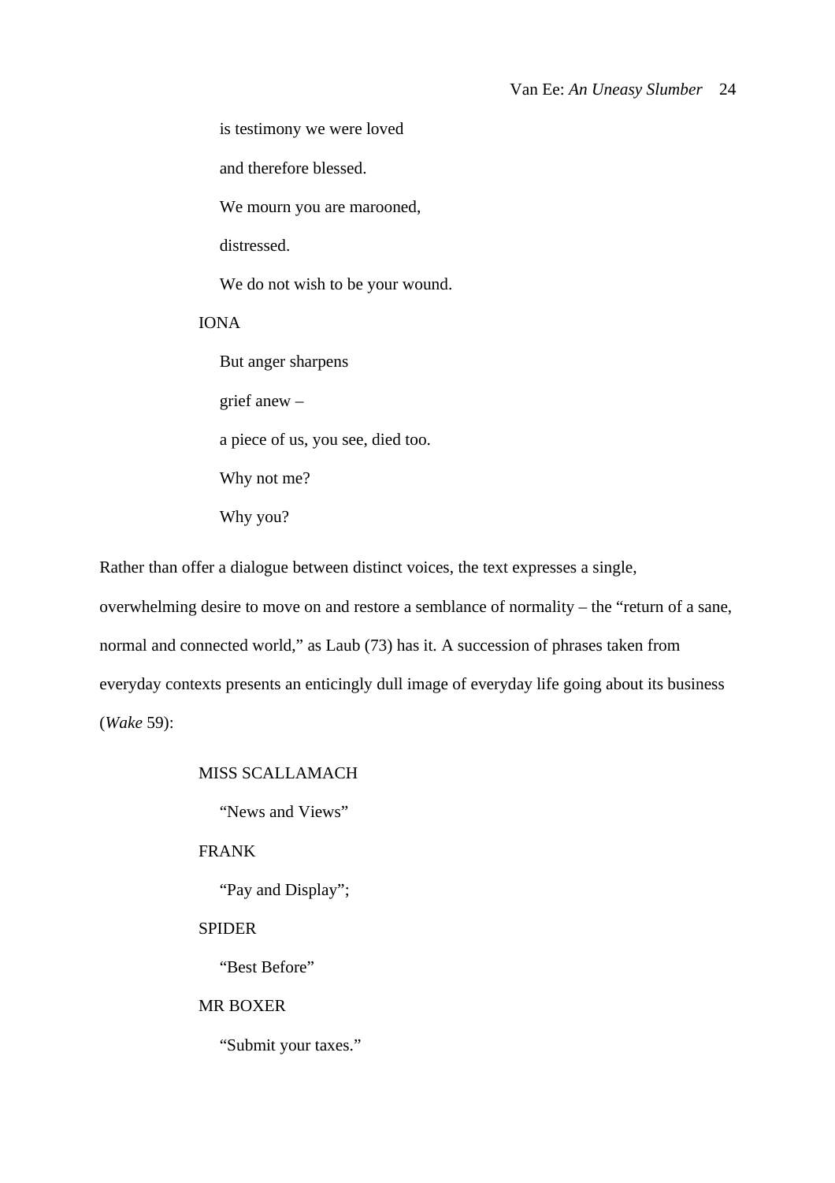is testimony we were loved

and therefore blessed.

We mourn you are marooned,

distressed.

We do not wish to be your wound.

IONA

But anger sharpens

grief anew –

a piece of us, you see, died too.

Why not me?

Why you?

Rather than offer a dialogue between distinct voices, the text expresses a single, overwhelming desire to move on and restore a semblance of normality – the "return of a sane, normal and connected world," as Laub (73) has it. A succession of phrases taken from everyday contexts presents an enticingly dull image of everyday life going about its business (*Wake* 59):

MISS SCALLAMACH

"News and Views"

FRANK

"Pay and Display";

SPIDER

"Best Before"

MR BOXER

"Submit your taxes."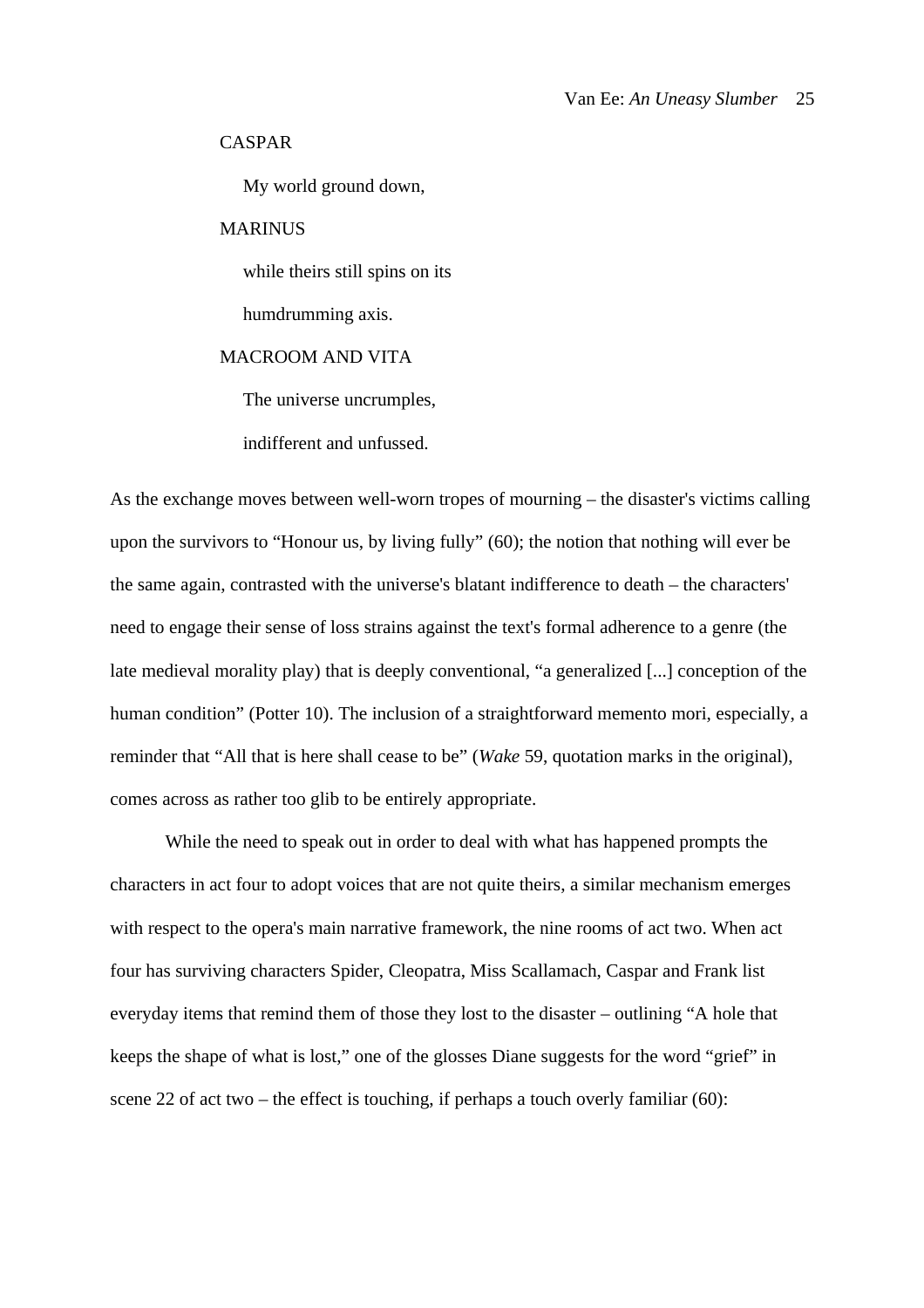CASPAR

My world ground down,

MARINUS

while theirs still spins on its

humdrumming axis.

MACROOM AND VITA

The universe uncrumples,

indifferent and unfussed.

As the exchange moves between well-worn tropes of mourning – the disaster's victims calling upon the survivors to "Honour us, by living fully" (60); the notion that nothing will ever be the same again, contrasted with the universe's blatant indifference to death – the characters' need to engage their sense of loss strains against the text's formal adherence to a genre (the late medieval morality play) that is deeply conventional, "a generalized [...] conception of the human condition" (Potter 10). The inclusion of a straightforward memento mori, especially, a reminder that "All that is here shall cease to be" (*Wake* 59, quotation marks in the original), comes across as rather too glib to be entirely appropriate.

While the need to speak out in order to deal with what has happened prompts the characters in act four to adopt voices that are not quite theirs, a similar mechanism emerges with respect to the opera's main narrative framework, the nine rooms of act two. When act four has surviving characters Spider, Cleopatra, Miss Scallamach, Caspar and Frank list everyday items that remind them of those they lost to the disaster – outlining "A hole that keeps the shape of what is lost," one of the glosses Diane suggests for the word "grief" in scene 22 of act two – the effect is touching, if perhaps a touch overly familiar (60):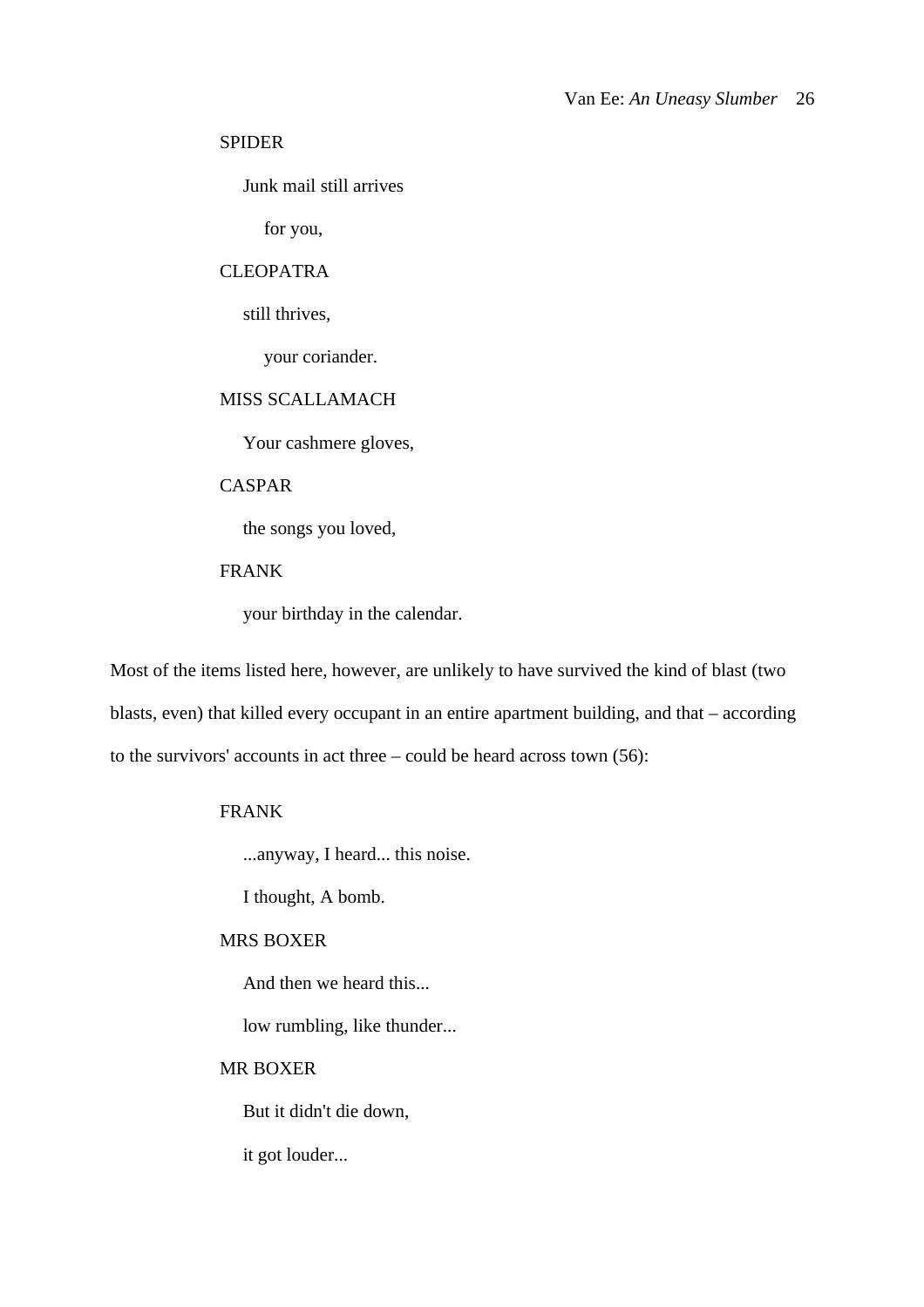SPIDER

Junk mail still arrives

for you,

CLEOPATRA

still thrives,

your coriander.

MISS SCALLAMACH

Your cashmere gloves,

CASPAR

the songs you loved,

FRANK

your birthday in the calendar.

Most of the items listed here, however, are unlikely to have survived the kind of blast (two blasts, even) that killed every occupant in an entire apartment building, and that – according to the survivors' accounts in act three – could be heard across town (56):

FRANK

...anyway, I heard... this noise.

I thought, A bomb.

MRS BOXER

And then we heard this...

low rumbling, like thunder...

MR BOXER

But it didn't die down,

it got louder...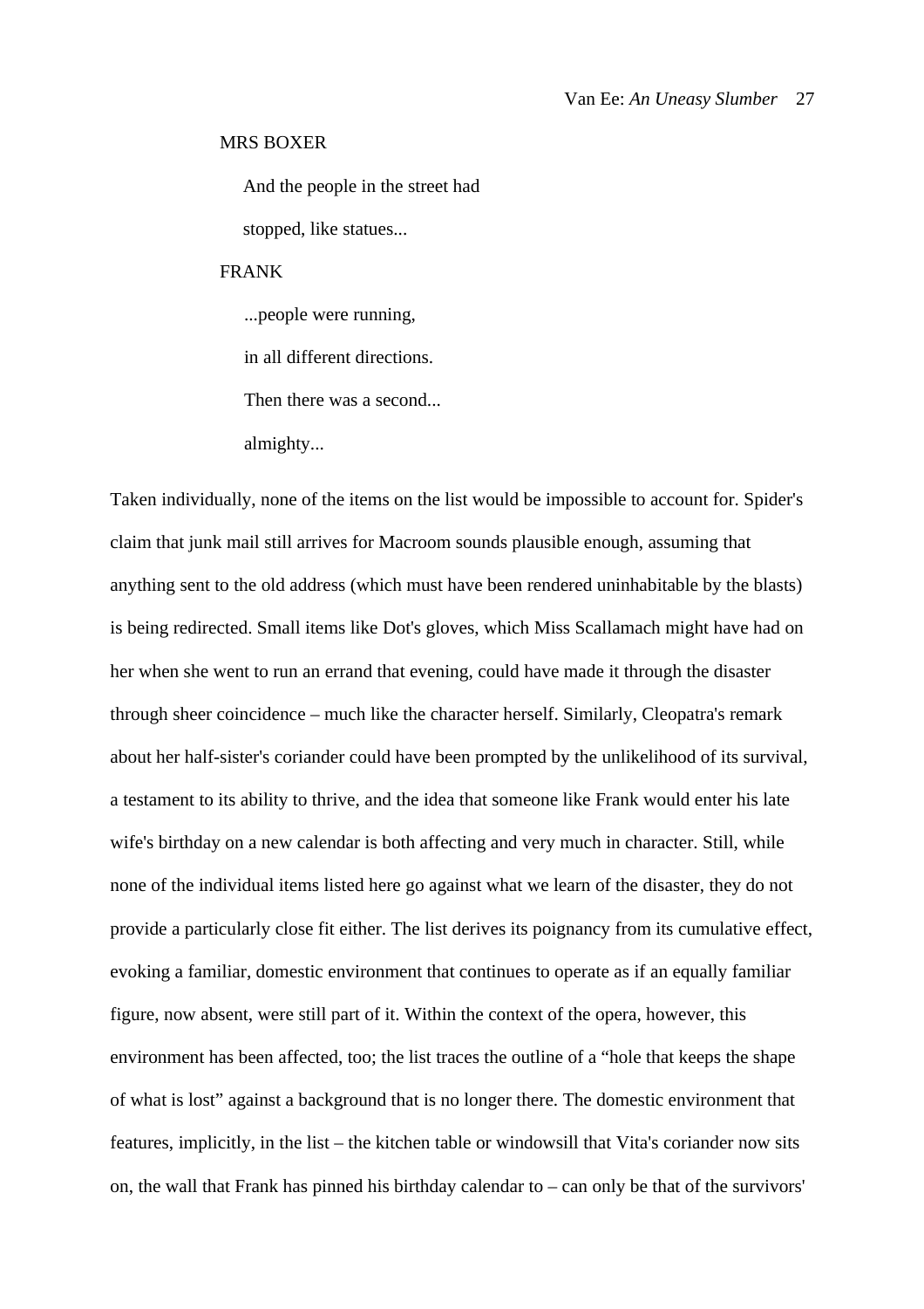MRS BOXER

And the people in the street had

stopped, like statues...

FRANK

...people were running,

in all different directions.

Then there was a second...

almighty...

Taken individually, none of the items on the list would be impossible to account for. Spider's claim that junk mail still arrives for Macroom sounds plausible enough, assuming that anything sent to the old address (which must have been rendered uninhabitable by the blasts) is being redirected. Small items like Dot's gloves, which Miss Scallamach might have had on her when she went to run an errand that evening, could have made it through the disaster through sheer coincidence – much like the character herself. Similarly, Cleopatra's remark about her half-sister's coriander could have been prompted by the unlikelihood of its survival, a testament to its ability to thrive, and the idea that someone like Frank would enter his late wife's birthday on a new calendar is both affecting and very much in character. Still, while none of the individual items listed here go against what we learn of the disaster, they do not provide a particularly close fit either. The list derives its poignancy from its cumulative effect, evoking a familiar, domestic environment that continues to operate as if an equally familiar figure, now absent, were still part of it. Within the context of the opera, however, this environment has been affected, too; the list traces the outline of a “hole that keeps the shape of what is lost” against a background that is no longer there. The domestic environment that features, implicitly, in the list – the kitchen table or windowsill that Vita's coriander now sits on, the wall that Frank has pinned his birthday calendar to – can only be that of the survivors'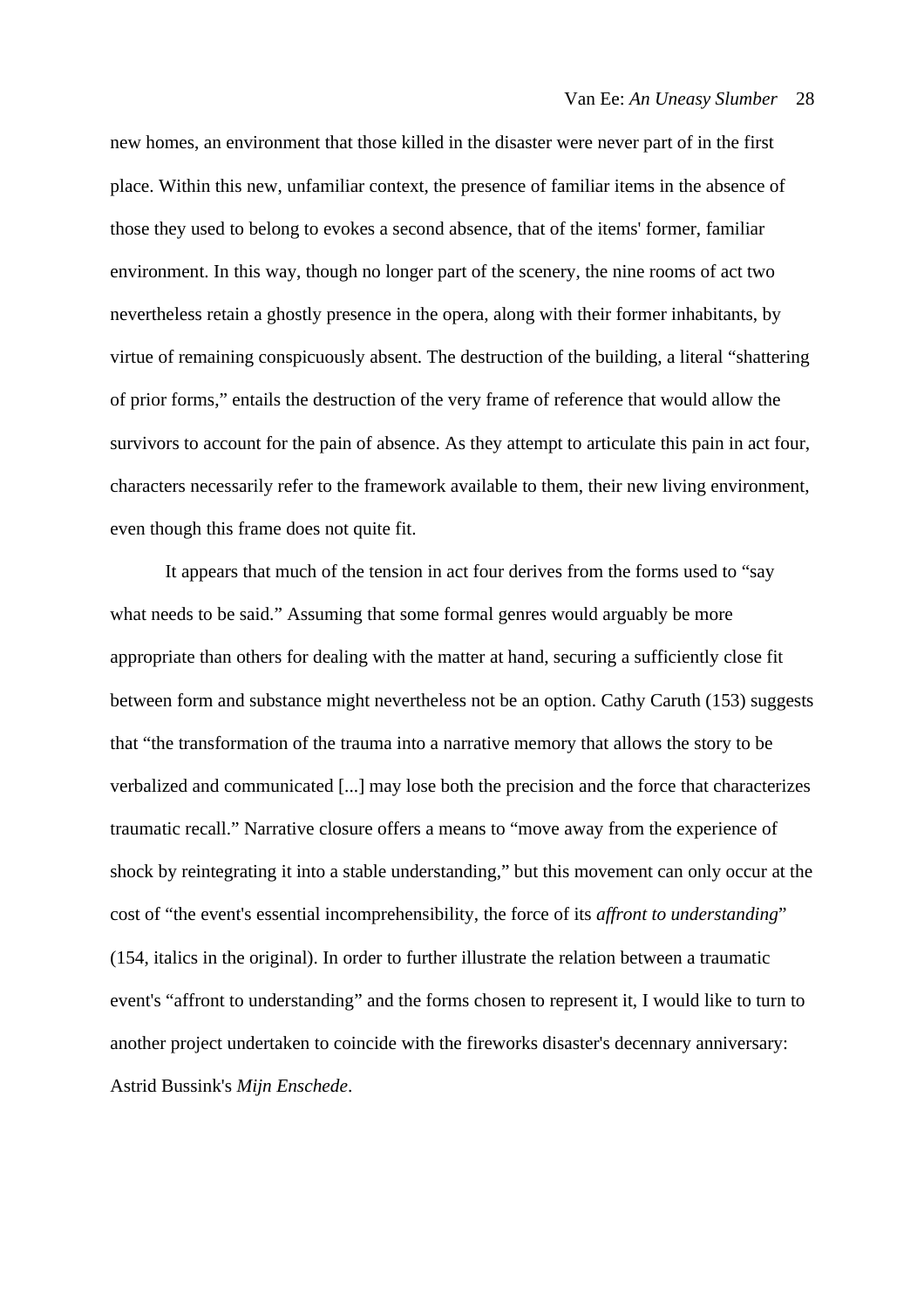new homes, an environment that those killed in the disaster were never part of in the first place. Within this new, unfamiliar context, the presence of familiar items in the absence of those they used to belong to evokes a second absence, that of the items' former, familiar environment. In this way, though no longer part of the scenery, the nine rooms of act two nevertheless retain a ghostly presence in the opera, along with their former inhabitants, by virtue of remaining conspicuously absent. The destruction of the building, a literal "shattering of prior forms," entails the destruction of the very frame of reference that would allow the survivors to account for the pain of absence. As they attempt to articulate this pain in act four, characters necessarily refer to the framework available to them, their new living environment, even though this frame does not quite fit.

It appears that much of the tension in act four derives from the forms used to "say what needs to be said." Assuming that some formal genres would arguably be more appropriate than others for dealing with the matter at hand, securing a sufficiently close fit between form and substance might nevertheless not be an option. Cathy Caruth (153) suggests that "the transformation of the trauma into a narrative memory that allows the story to be verbalized and communicated [...] may lose both the precision and the force that characterizes traumatic recall." Narrative closure offers a means to "move away from the experience of shock by reintegrating it into a stable understanding," but this movement can only occur at the cost of "the event's essential incomprehensibility, the force of its *affront to understanding*" (154, italics in the original). In order to further illustrate the relation between a traumatic event's "affront to understanding" and the forms chosen to represent it, I would like to turn to another project undertaken to coincide with the fireworks disaster's decennary anniversary: Astrid Bussink's *Mijn Enschede*.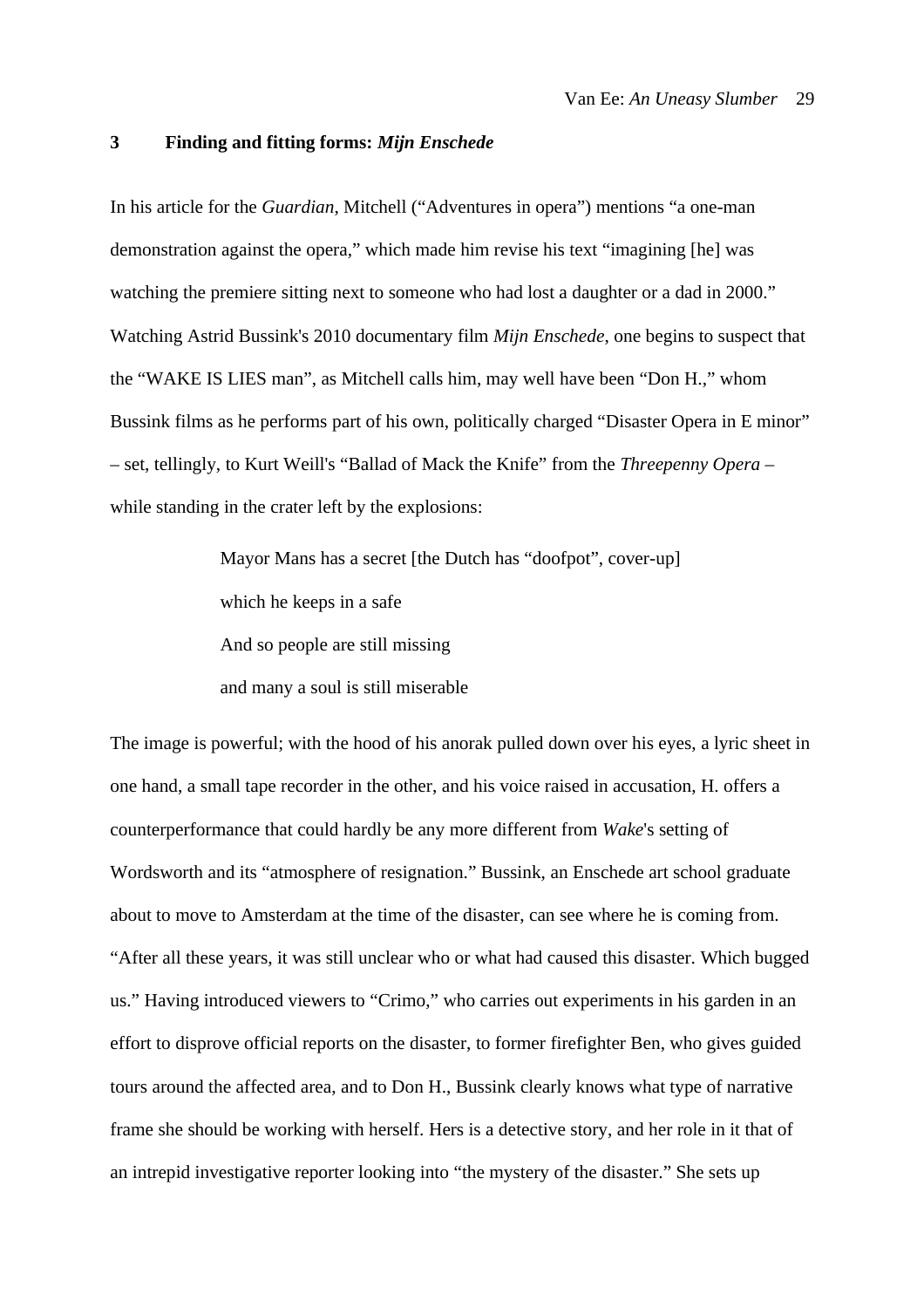## 3 Finding and fitting forms: *Mijn Enschede*

In his article for the *Guardian*, Mitchell ("Adventures in opera") mentions "a one-man demonstration against the opera," which made him revise his text "imagining [he] was watching the premiere sitting next to someone who had lost a daughter or a dad in 2000." Watching Astrid Bussink's 2010 documentary film *Mijn Enschede*, one begins to suspect that the "WAKE IS LIES man", as Mitchell calls him, may well have been "Don H.," whom Bussink films as he performs part of his own, politically charged "Disaster Opera in E minor" – set, tellingly, to Kurt Weill's "Ballad of Mack the Knife" from the *Threepenny Opera* – while standing in the crater left by the explosions:

> Mayor Mans has a secret [the Dutch has "doofpot", cover-up]
> which he keeps in a safe
> And so people are still missing
> and many a soul is still miserable

The image is powerful; with the hood of his anorak pulled down over his eyes, a lyric sheet in one hand, a small tape recorder in the other, and his voice raised in accusation, H. offers a counterperformance that could hardly be any more different from *Wake*'s setting of Wordsworth and its "atmosphere of resignation." Bussink, an Enschede art school graduate about to move to Amsterdam at the time of the disaster, can see where he is coming from. "After all these years, it was still unclear who or what had caused this disaster. Which bugged us." Having introduced viewers to "Crimo," who carries out experiments in his garden in an effort to disprove official reports on the disaster, to former firefighter Ben, who gives guided tours around the affected area, and to Don H., Bussink clearly knows what type of narrative frame she should be working with herself. Hers is a detective story, and her role in it that of an intrepid investigative reporter looking into "the mystery of the disaster." She sets up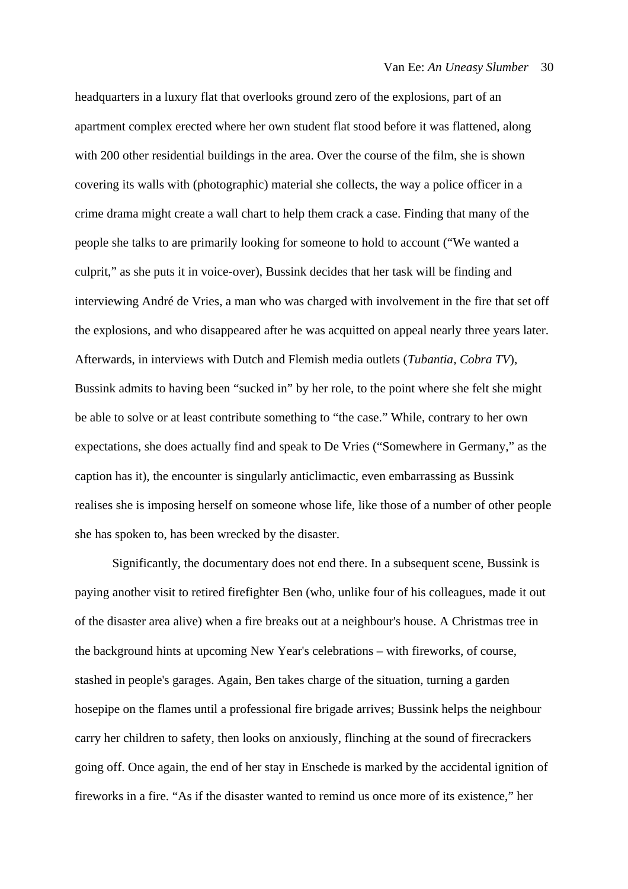headquarters in a luxury flat that overlooks ground zero of the explosions, part of an apartment complex erected where her own student flat stood before it was flattened, along with 200 other residential buildings in the area. Over the course of the film, she is shown covering its walls with (photographic) material she collects, the way a police officer in a crime drama might create a wall chart to help them crack a case. Finding that many of the people she talks to are primarily looking for someone to hold to account ("We wanted a culprit," as she puts it in voice-over), Bussink decides that her task will be finding and interviewing André de Vries, a man who was charged with involvement in the fire that set off the explosions, and who disappeared after he was acquitted on appeal nearly three years later. Afterwards, in interviews with Dutch and Flemish media outlets (*Tubantia*, *Cobra TV*), Bussink admits to having been "sucked in" by her role, to the point where she felt she might be able to solve or at least contribute something to "the case." While, contrary to her own expectations, she does actually find and speak to De Vries ("Somewhere in Germany," as the caption has it), the encounter is singularly anticlimactic, even embarrassing as Bussink realises she is imposing herself on someone whose life, like those of a number of other people she has spoken to, has been wrecked by the disaster.

Significantly, the documentary does not end there. In a subsequent scene, Bussink is paying another visit to retired firefighter Ben (who, unlike four of his colleagues, made it out of the disaster area alive) when a fire breaks out at a neighbour's house. A Christmas tree in the background hints at upcoming New Year's celebrations – with fireworks, of course, stashed in people's garages. Again, Ben takes charge of the situation, turning a garden hosepipe on the flames until a professional fire brigade arrives; Bussink helps the neighbour carry her children to safety, then looks on anxiously, flinching at the sound of firecrackers going off. Once again, the end of her stay in Enschede is marked by the accidental ignition of fireworks in a fire. "As if the disaster wanted to remind us once more of its existence," her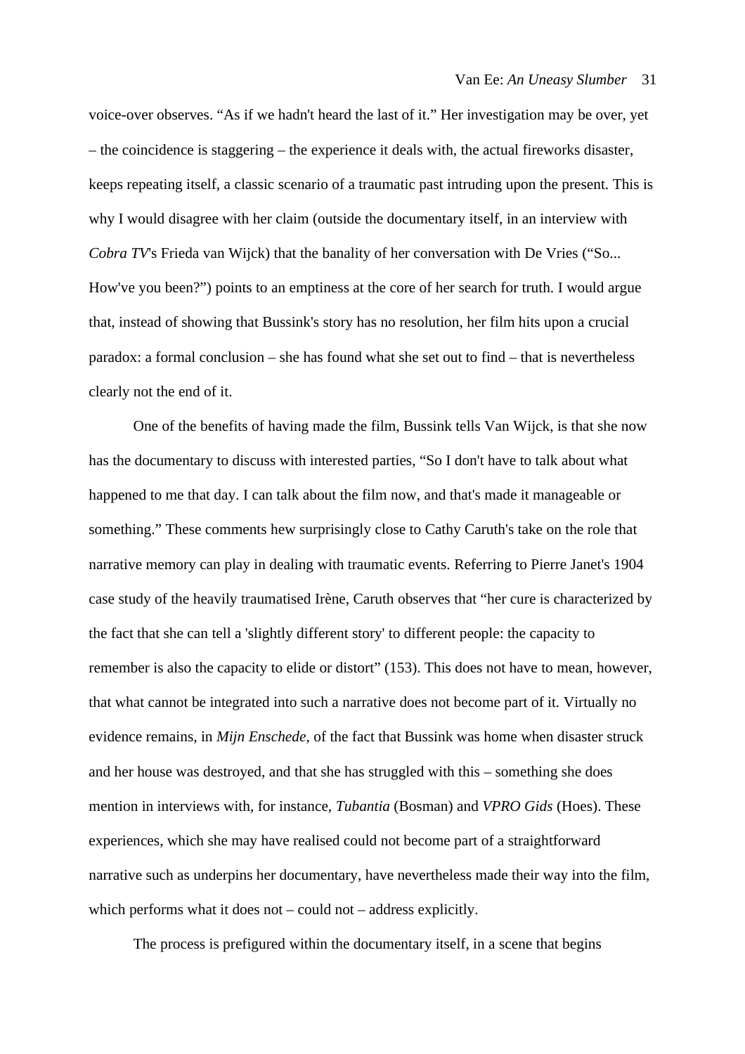voice-over observes. "As if we hadn't heard the last of it." Her investigation may be over, yet – the coincidence is staggering – the experience it deals with, the actual fireworks disaster, keeps repeating itself, a classic scenario of a traumatic past intruding upon the present. This is why I would disagree with her claim (outside the documentary itself, in an interview with *Cobra TV*'s Frieda van Wijck) that the banality of her conversation with De Vries ("So... How've you been?") points to an emptiness at the core of her search for truth. I would argue that, instead of showing that Bussink's story has no resolution, her film hits upon a crucial paradox: a formal conclusion – she has found what she set out to find – that is nevertheless clearly not the end of it.

One of the benefits of having made the film, Bussink tells Van Wijck, is that she now has the documentary to discuss with interested parties, "So I don't have to talk about what happened to me that day. I can talk about the film now, and that's made it manageable or something." These comments hew surprisingly close to Cathy Caruth's take on the role that narrative memory can play in dealing with traumatic events. Referring to Pierre Janet's 1904 case study of the heavily traumatised Irène, Caruth observes that "her cure is characterized by the fact that she can tell a 'slightly different story' to different people: the capacity to remember is also the capacity to elide or distort" (153). This does not have to mean, however, that what cannot be integrated into such a narrative does not become part of it. Virtually no evidence remains, in *Mijn Enschede*, of the fact that Bussink was home when disaster struck and her house was destroyed, and that she has struggled with this – something she does mention in interviews with, for instance, *Tubantia* (Bosman) and *VPRO Gids* (Hoes). These experiences, which she may have realised could not become part of a straightforward narrative such as underpins her documentary, have nevertheless made their way into the film, which performs what it does not – could not – address explicitly.

The process is prefigured within the documentary itself, in a scene that begins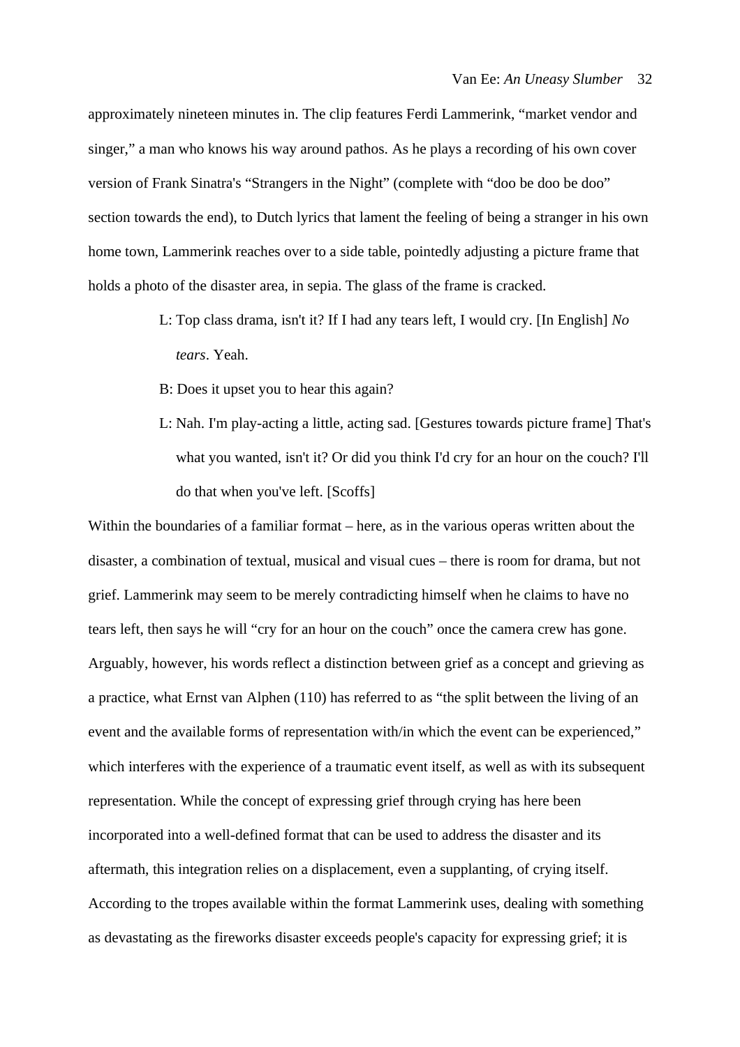approximately nineteen minutes in. The clip features Ferdi Lammerink, "market vendor and singer," a man who knows his way around pathos. As he plays a recording of his own cover version of Frank Sinatra's "Strangers in the Night" (complete with "doo be doo be doo" section towards the end), to Dutch lyrics that lament the feeling of being a stranger in his own home town, Lammerink reaches over to a side table, pointedly adjusting a picture frame that holds a photo of the disaster area, in sepia. The glass of the frame is cracked.

> L: Top class drama, isn't it? If I had any tears left, I would cry. [In English] *No tears*. Yeah.
>
> B: Does it upset you to hear this again?
>
> L: Nah. I'm play-acting a little, acting sad. [Gestures towards picture frame] That's what you wanted, isn't it? Or did you think I'd cry for an hour on the couch? I'll do that when you've left. [Scoffs]

Within the boundaries of a familiar format – here, as in the various operas written about the disaster, a combination of textual, musical and visual cues – there is room for drama, but not grief. Lammerink may seem to be merely contradicting himself when he claims to have no tears left, then says he will "cry for an hour on the couch" once the camera crew has gone. Arguably, however, his words reflect a distinction between grief as a concept and grieving as a practice, what Ernst van Alphen (110) has referred to as "the split between the living of an event and the available forms of representation with/in which the event can be experienced," which interferes with the experience of a traumatic event itself, as well as with its subsequent representation. While the concept of expressing grief through crying has here been incorporated into a well-defined format that can be used to address the disaster and its aftermath, this integration relies on a displacement, even a supplanting, of crying itself. According to the tropes available within the format Lammerink uses, dealing with something as devastating as the fireworks disaster exceeds people's capacity for expressing grief; it is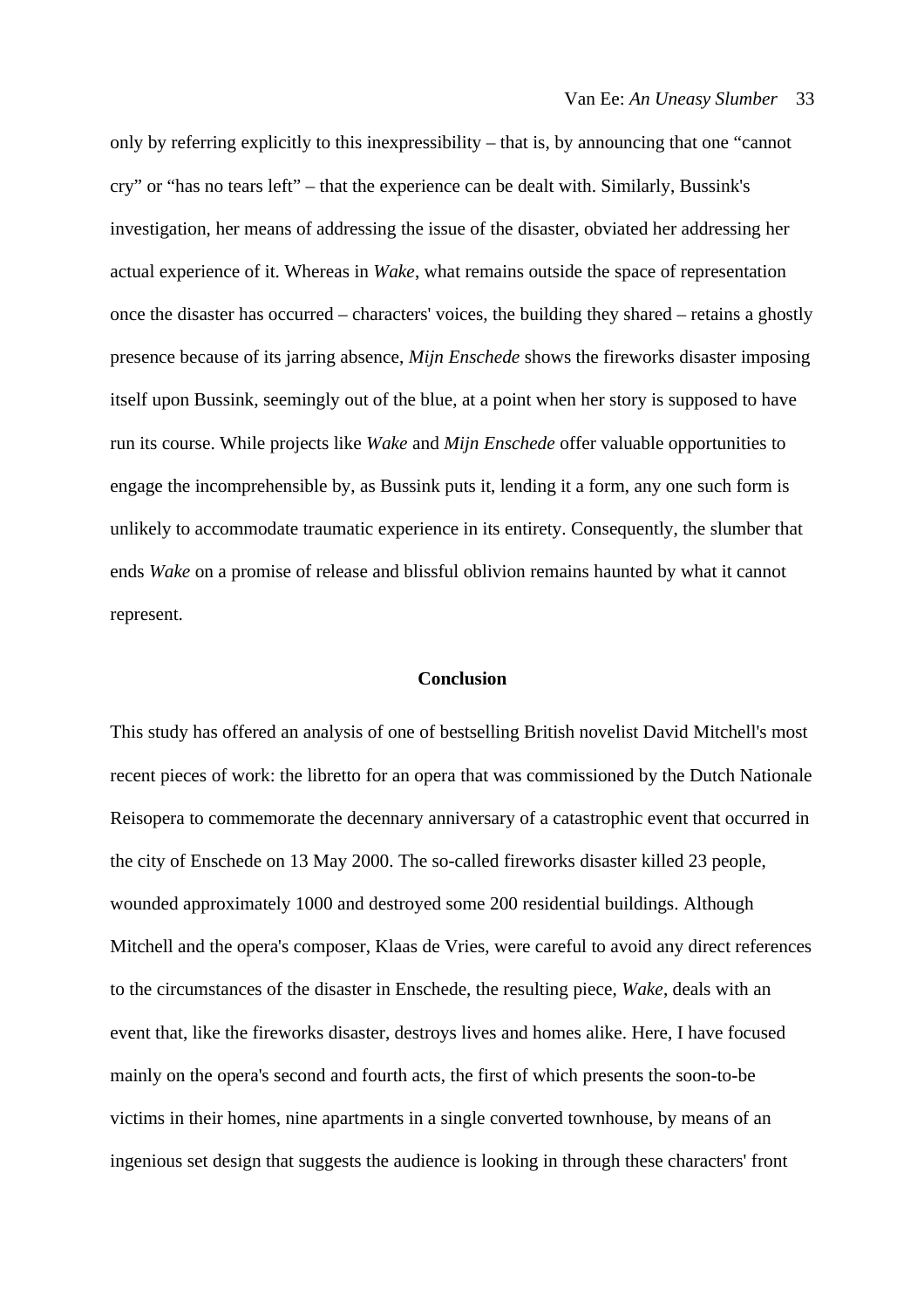only by referring explicitly to this inexpressibility – that is, by announcing that one "cannot cry" or "has no tears left" – that the experience can be dealt with. Similarly, Bussink's investigation, her means of addressing the issue of the disaster, obviated her addressing her actual experience of it. Whereas in *Wake*, what remains outside the space of representation once the disaster has occurred – characters' voices, the building they shared – retains a ghostly presence because of its jarring absence, *Mijn Enschede* shows the fireworks disaster imposing itself upon Bussink, seemingly out of the blue, at a point when her story is supposed to have run its course. While projects like *Wake* and *Mijn Enschede* offer valuable opportunities to engage the incomprehensible by, as Bussink puts it, lending it a form, any one such form is unlikely to accommodate traumatic experience in its entirety. Consequently, the slumber that ends *Wake* on a promise of release and blissful oblivion remains haunted by what it cannot represent.

## Conclusion

This study has offered an analysis of one of bestselling British novelist David Mitchell's most recent pieces of work: the libretto for an opera that was commissioned by the Dutch Nationale Reisopera to commemorate the decennary anniversary of a catastrophic event that occurred in the city of Enschede on 13 May 2000. The so-called fireworks disaster killed 23 people, wounded approximately 1000 and destroyed some 200 residential buildings. Although Mitchell and the opera's composer, Klaas de Vries, were careful to avoid any direct references to the circumstances of the disaster in Enschede, the resulting piece, *Wake*, deals with an event that, like the fireworks disaster, destroys lives and homes alike. Here, I have focused mainly on the opera's second and fourth acts, the first of which presents the soon-to-be victims in their homes, nine apartments in a single converted townhouse, by means of an ingenious set design that suggests the audience is looking in through these characters' front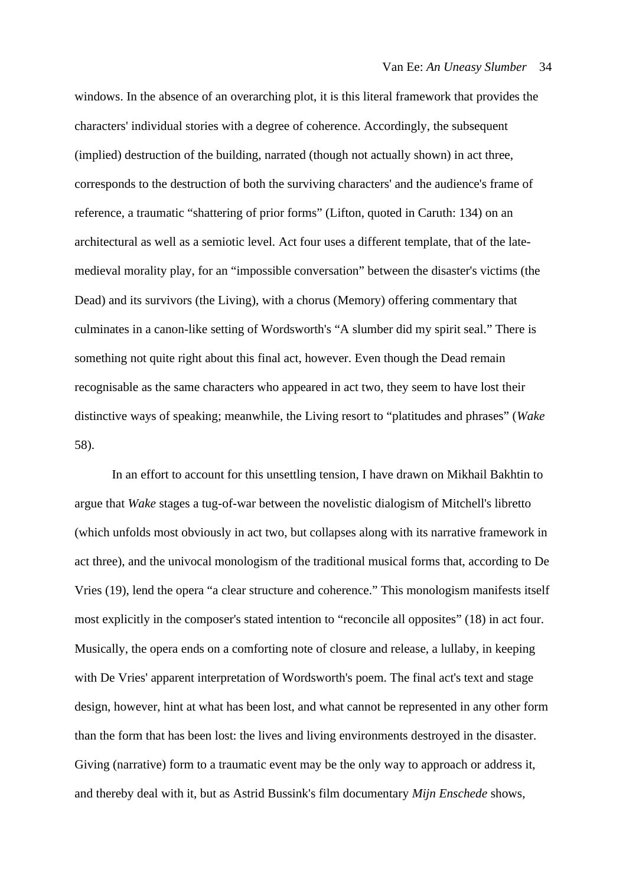windows. In the absence of an overarching plot, it is this literal framework that provides the characters' individual stories with a degree of coherence. Accordingly, the subsequent (implied) destruction of the building, narrated (though not actually shown) in act three, corresponds to the destruction of both the surviving characters' and the audience's frame of reference, a traumatic "shattering of prior forms" (Lifton, quoted in Caruth: 134) on an architectural as well as a semiotic level. Act four uses a different template, that of the late-medieval morality play, for an "impossible conversation" between the disaster's victims (the Dead) and its survivors (the Living), with a chorus (Memory) offering commentary that culminates in a canon-like setting of Wordsworth's "A slumber did my spirit seal." There is something not quite right about this final act, however. Even though the Dead remain recognisable as the same characters who appeared in act two, they seem to have lost their distinctive ways of speaking; meanwhile, the Living resort to "platitudes and phrases" (*Wake* 58).

In an effort to account for this unsettling tension, I have drawn on Mikhail Bakhtin to argue that *Wake* stages a tug-of-war between the novelistic dialogism of Mitchell's libretto (which unfolds most obviously in act two, but collapses along with its narrative framework in act three), and the univocal monologism of the traditional musical forms that, according to De Vries (19), lend the opera "a clear structure and coherence." This monologism manifests itself most explicitly in the composer's stated intention to "reconcile all opposites" (18) in act four. Musically, the opera ends on a comforting note of closure and release, a lullaby, in keeping with De Vries' apparent interpretation of Wordsworth's poem. The final act's text and stage design, however, hint at what has been lost, and what cannot be represented in any other form than the form that has been lost: the lives and living environments destroyed in the disaster. Giving (narrative) form to a traumatic event may be the only way to approach or address it, and thereby deal with it, but as Astrid Bussink's film documentary *Mijn Enschede* shows,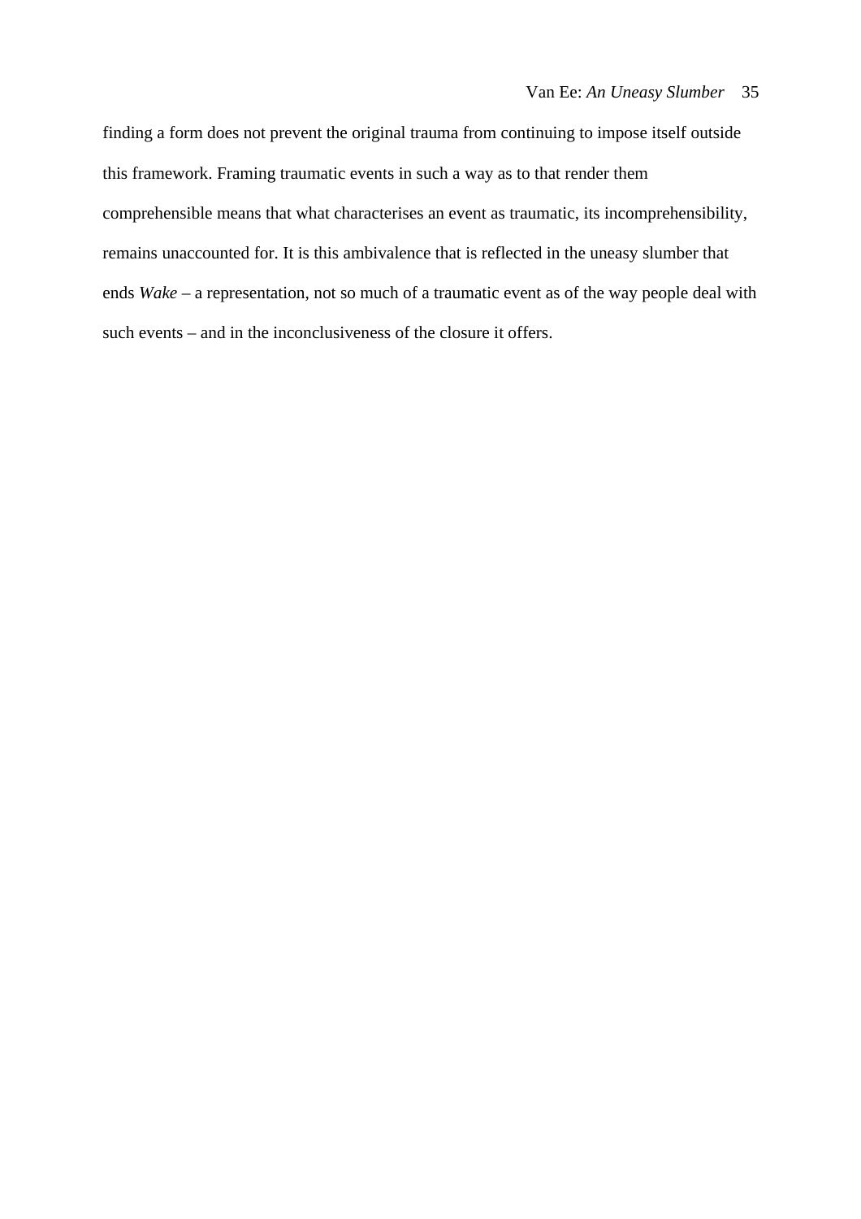finding a form does not prevent the original trauma from continuing to impose itself outside this framework. Framing traumatic events in such a way as to that render them comprehensible means that what characterises an event as traumatic, its incomprehensibility, remains unaccounted for. It is this ambivalence that is reflected in the uneasy slumber that ends *Wake* – a representation, not so much of a traumatic event as of the way people deal with such events – and in the inconclusiveness of the closure it offers.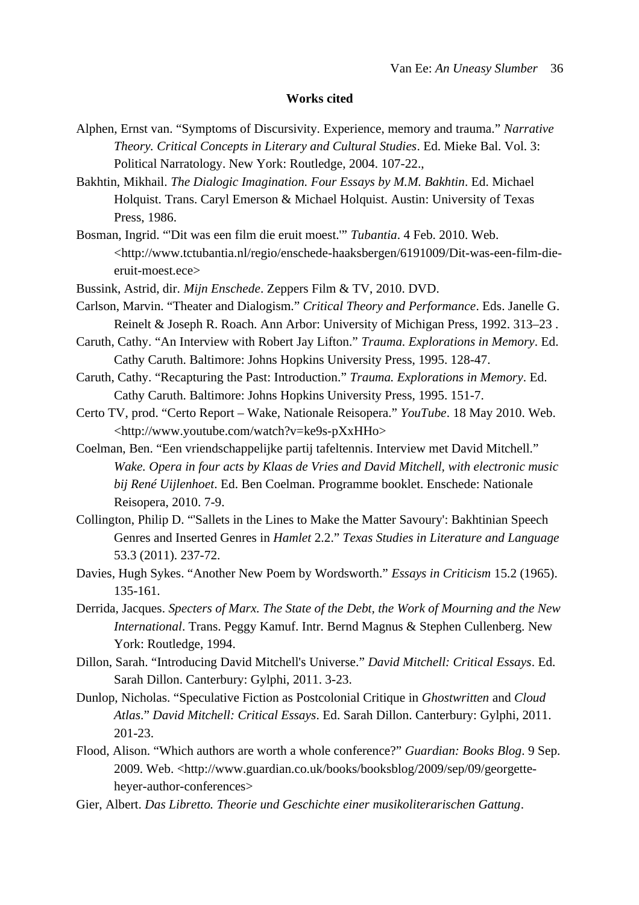**Works cited**

Alphen, Ernst van. “Symptoms of Discursivity. Experience, memory and trauma.” *Narrative Theory. Critical Concepts in Literary and Cultural Studies*. Ed. Mieke Bal. Vol. 3: Political Narratology. New York: Routledge, 2004. 107-22.,

Bakhtin, Mikhail. *The Dialogic Imagination. Four Essays by M.M. Bakhtin*. Ed. Michael Holquist. Trans. Caryl Emerson & Michael Holquist. Austin: University of Texas Press, 1986.

Bosman, Ingrid. “'Dit was een film die eruit moest.'” *Tubantia*. 4 Feb. 2010. Web. <http://www.tctubantia.nl/regio/enschede-haaksbergen/6191009/Dit-was-een-film-die-eruit-moest.ece>

Bussink, Astrid, dir. *Mijn Enschede*. Zeppers Film & TV, 2010. DVD.

Carlson, Marvin. “Theater and Dialogism.” *Critical Theory and Performance*. Eds. Janelle G. Reinelt & Joseph R. Roach. Ann Arbor: University of Michigan Press, 1992. 313–23 .

Caruth, Cathy. “An Interview with Robert Jay Lifton.” *Trauma. Explorations in Memory*. Ed. Cathy Caruth. Baltimore: Johns Hopkins University Press, 1995. 128-47.

Caruth, Cathy. “Recapturing the Past: Introduction.” *Trauma. Explorations in Memory*. Ed. Cathy Caruth. Baltimore: Johns Hopkins University Press, 1995. 151-7.

Certo TV, prod. “Certo Report – Wake, Nationale Reisopera.” *YouTube*. 18 May 2010. Web. <http://www.youtube.com/watch?v=ke9s-pXxHHo>

Coelman, Ben. “Een vriendschappelijke partij tafeltennis. Interview met David Mitchell.” *Wake. Opera in four acts by Klaas de Vries and David Mitchell, with electronic music bij René Uijlenhoet*. Ed. Ben Coelman. Programme booklet. Enschede: Nationale Reisopera, 2010. 7-9.

Collington, Philip D. “'Sallets in the Lines to Make the Matter Savoury': Bakhtinian Speech Genres and Inserted Genres in *Hamlet* 2.2.” *Texas Studies in Literature and Language* 53.3 (2011). 237-72.

Davies, Hugh Sykes. “Another New Poem by Wordsworth.” *Essays in Criticism* 15.2 (1965). 135-161.

Derrida, Jacques. *Specters of Marx. The State of the Debt, the Work of Mourning and the New International*. Trans. Peggy Kamuf. Intr. Bernd Magnus & Stephen Cullenberg. New York: Routledge, 1994.

Dillon, Sarah. “Introducing David Mitchell's Universe.” *David Mitchell: Critical Essays*. Ed. Sarah Dillon. Canterbury: Gylphi, 2011. 3-23.

Dunlop, Nicholas. “Speculative Fiction as Postcolonial Critique in *Ghostwritten* and *Cloud Atlas*.” *David Mitchell: Critical Essays*. Ed. Sarah Dillon. Canterbury: Gylphi, 2011. 201-23.

Flood, Alison. “Which authors are worth a whole conference?” *Guardian: Books Blog*. 9 Sep. 2009. Web. <http://www.guardian.co.uk/books/booksblog/2009/sep/09/georgette-heyer-author-conferences>

Gier, Albert. *Das Libretto. Theorie und Geschichte einer musikoliterarischen Gattung*.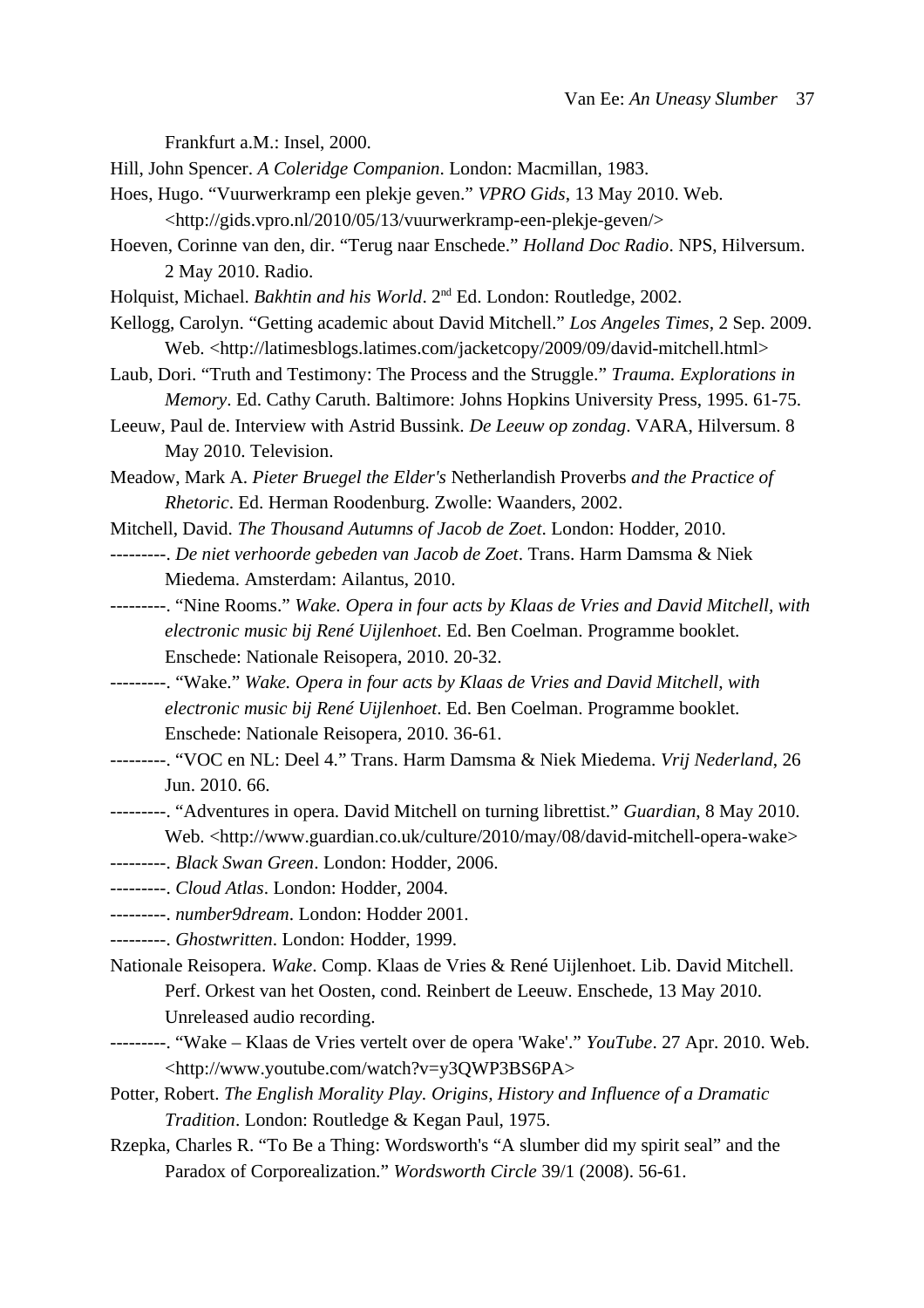Frankfurt a.M.: Insel, 2000.

Hill, John Spencer. *A Coleridge Companion*. London: Macmillan, 1983.

Hoes, Hugo. "Vuurwerkramp een plekje geven." *VPRO Gids*, 13 May 2010. Web. <http://gids.vpro.nl/2010/05/13/vuurwerkramp-een-plekje-geven/>

Hoeven, Corinne van den, dir. "Terug naar Enschede." *Holland Doc Radio*. NPS, Hilversum. 2 May 2010. Radio.

Holquist, Michael. *Bakhtin and his World*. 2nd Ed. London: Routledge, 2002.

Kellogg, Carolyn. "Getting academic about David Mitchell." *Los Angeles Times*, 2 Sep. 2009. Web. <http://latimesblogs.latimes.com/jacketcopy/2009/09/david-mitchell.html>

Laub, Dori. "Truth and Testimony: The Process and the Struggle." *Trauma. Explorations in Memory*. Ed. Cathy Caruth. Baltimore: Johns Hopkins University Press, 1995. 61-75.

Leeuw, Paul de. Interview with Astrid Bussink. *De Leeuw op zondag*. VARA, Hilversum. 8 May 2010. Television.

Meadow, Mark A. *Pieter Bruegel the Elder's* Netherlandish Proverbs *and the Practice of Rhetoric*. Ed. Herman Roodenburg. Zwolle: Waanders, 2002.

Mitchell, David. *The Thousand Autumns of Jacob de Zoet*. London: Hodder, 2010.

---------. *De niet verhoorde gebeden van Jacob de Zoet*. Trans. Harm Damsma & Niek Miedema. Amsterdam: Ailantus, 2010.

---------. "Nine Rooms." *Wake. Opera in four acts by Klaas de Vries and David Mitchell, with electronic music bij René Uijlenhoet*. Ed. Ben Coelman. Programme booklet. Enschede: Nationale Reisopera, 2010. 20-32.

---------. "Wake." *Wake. Opera in four acts by Klaas de Vries and David Mitchell, with electronic music bij René Uijlenhoet*. Ed. Ben Coelman. Programme booklet. Enschede: Nationale Reisopera, 2010. 36-61.

---------. "VOC en NL: Deel 4." Trans. Harm Damsma & Niek Miedema. *Vrij Nederland*, 26 Jun. 2010. 66.

---------. "Adventures in opera. David Mitchell on turning librettist." *Guardian*, 8 May 2010. Web. <http://www.guardian.co.uk/culture/2010/may/08/david-mitchell-opera-wake>

---------. *Black Swan Green*. London: Hodder, 2006.

---------. *Cloud Atlas*. London: Hodder, 2004.

---------. *number9dream*. London: Hodder 2001.

---------. *Ghostwritten*. London: Hodder, 1999.

Nationale Reisopera. *Wake*. Comp. Klaas de Vries & René Uijlenhoet. Lib. David Mitchell. Perf. Orkest van het Oosten, cond. Reinbert de Leeuw. Enschede, 13 May 2010. Unreleased audio recording.

---------. "Wake – Klaas de Vries vertelt over de opera 'Wake'." *YouTube*. 27 Apr. 2010. Web. <http://www.youtube.com/watch?v=y3QWP3BS6PA>

Potter, Robert. *The English Morality Play. Origins, History and Influence of a Dramatic Tradition*. London: Routledge & Kegan Paul, 1975.

Rzepka, Charles R. "To Be a Thing: Wordsworth's "A slumber did my spirit seal" and the Paradox of Corporealization." *Wordsworth Circle* 39/1 (2008). 56-61.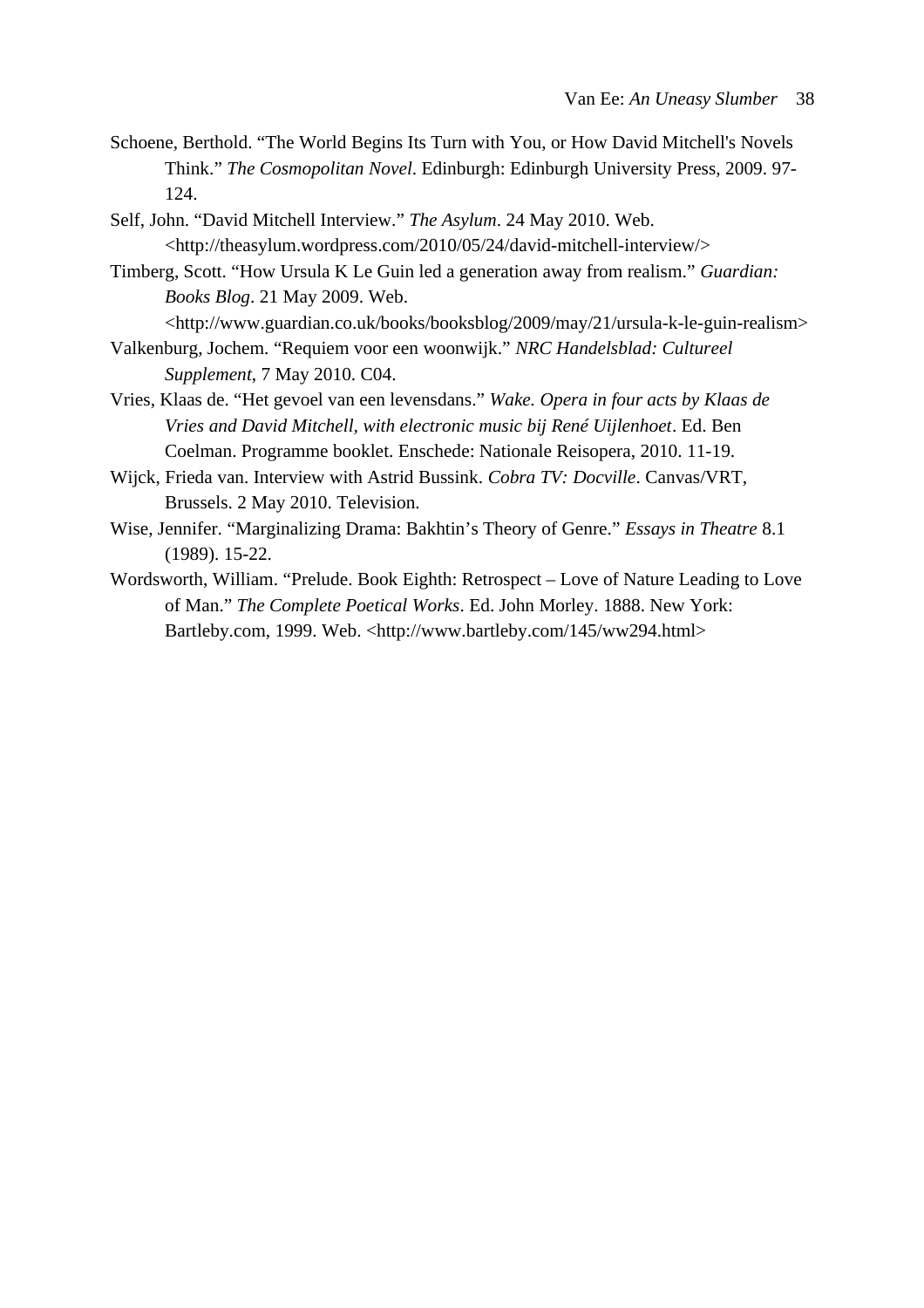Schoene, Berthold. "The World Begins Its Turn with You, or How David Mitchell's Novels Think." *The Cosmopolitan Novel*. Edinburgh: Edinburgh University Press, 2009. 97-124.

Self, John. "David Mitchell Interview." *The Asylum*. 24 May 2010. Web. <http://theasylum.wordpress.com/2010/05/24/david-mitchell-interview/>

Timberg, Scott. "How Ursula K Le Guin led a generation away from realism." *Guardian: Books Blog*. 21 May 2009. Web. <http://www.guardian.co.uk/books/booksblog/2009/may/21/ursula-k-le-guin-realism>

Valkenburg, Jochem. "Requiem voor een woonwijk." *NRC Handelsblad: Cultureel Supplement*, 7 May 2010. C04.

Vries, Klaas de. "Het gevoel van een levensdans." *Wake. Opera in four acts by Klaas de Vries and David Mitchell, with electronic music bij René Uijlenhoet*. Ed. Ben Coelman. Programme booklet. Enschede: Nationale Reisopera, 2010. 11-19.

Wijck, Frieda van. Interview with Astrid Bussink. *Cobra TV: Docville*. Canvas/VRT, Brussels. 2 May 2010. Television.

Wise, Jennifer. "Marginalizing Drama: Bakhtin's Theory of Genre." *Essays in Theatre* 8.1 (1989). 15-22.

Wordsworth, William. "Prelude. Book Eighth: Retrospect – Love of Nature Leading to Love of Man." *The Complete Poetical Works*. Ed. John Morley. 1888. New York: Bartleby.com, 1999. Web. <http://www.bartleby.com/145/ww294.html>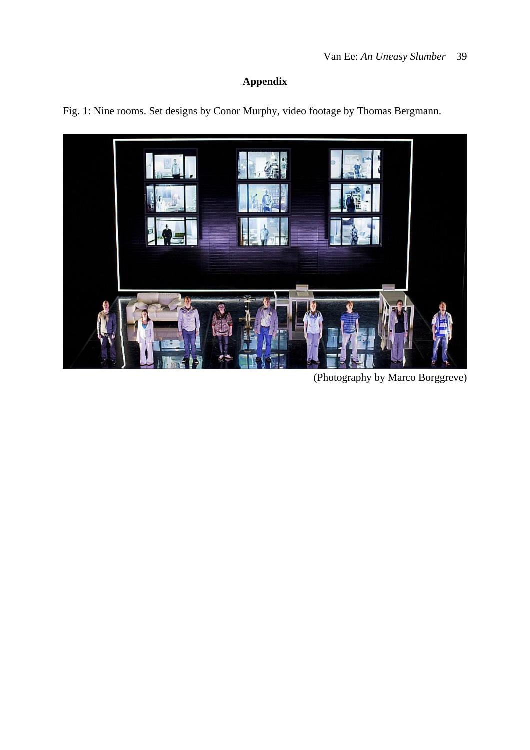## Appendix

Fig. 1: Nine rooms. Set designs by Conor Murphy, video footage by Thomas Bergmann.

(Photography by Marco Borggreve)